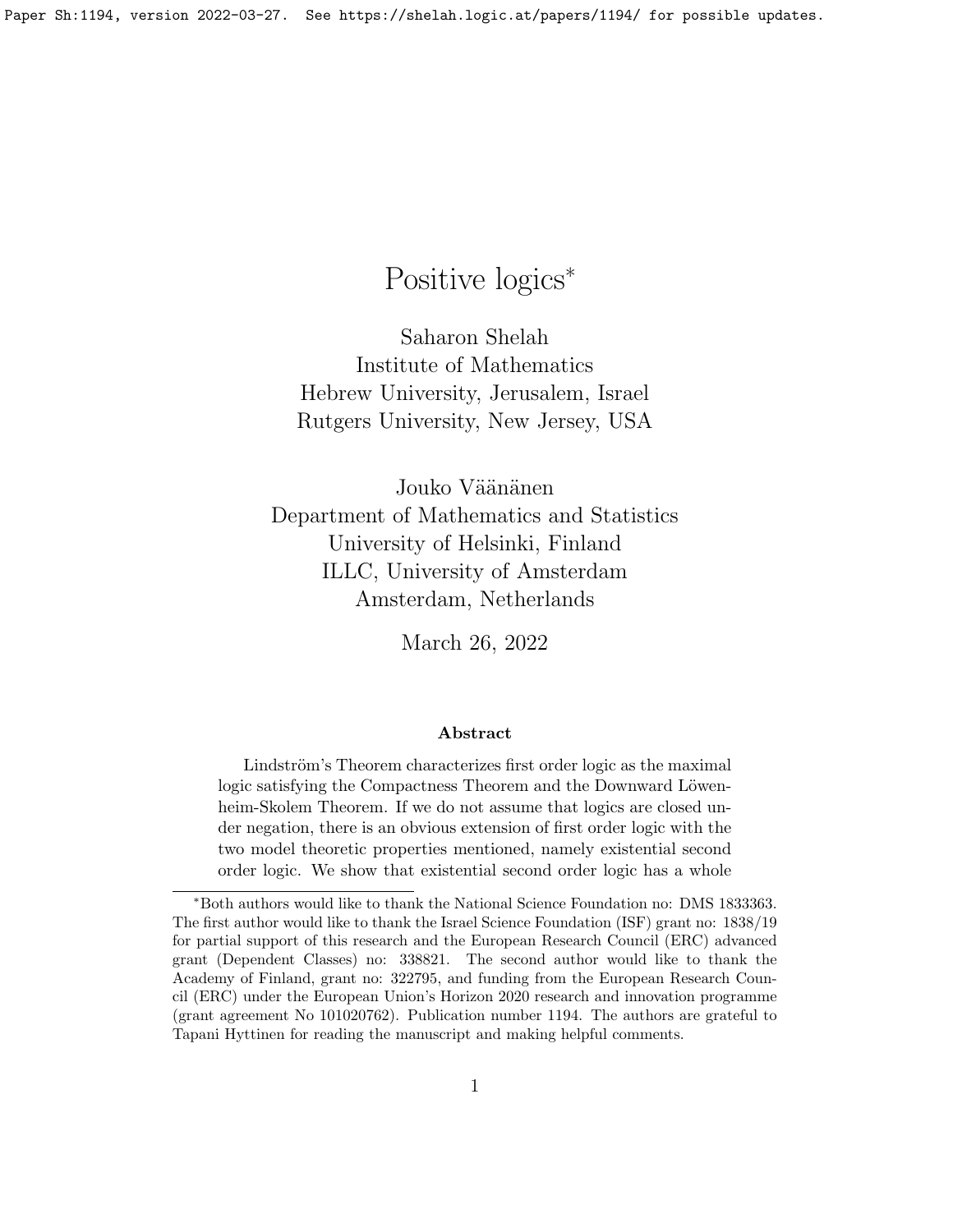# Positive logics*

Saharon Shelah
Institute of Mathematics
Hebrew University, Jerusalem, Israel
Rutgers University, New Jersey, USA

Jouko Väänänen
Department of Mathematics and Statistics
University of Helsinki, Finland
ILLC, University of Amsterdam
Amsterdam, Netherlands

March 26, 2022

**Abstract**

Lindström's Theorem characterizes first order logic as the maximal logic satisfying the Compactness Theorem and the Downward Löwenheim-Skolem Theorem. If we do not assume that logics are closed under negation, there is an obvious extension of first order logic with the two model theoretic properties mentioned, namely existential second order logic. We show that existential second order logic has a whole

---

*Both authors would like to thank the National Science Foundation no: DMS 1833363. The first author would like to thank the Israel Science Foundation (ISF) grant no: 1838/19 for partial support of this research and the European Research Council (ERC) advanced grant (Dependent Classes) no: 338821. The second author would like to thank the Academy of Finland, grant no: 322795, and funding from the European Research Council (ERC) under the European Union's Horizon 2020 research and innovation programme (grant agreement No 101020762). Publication number 1194. The authors are grateful to Tapani Hyttinen for reading the manuscript and making helpful comments.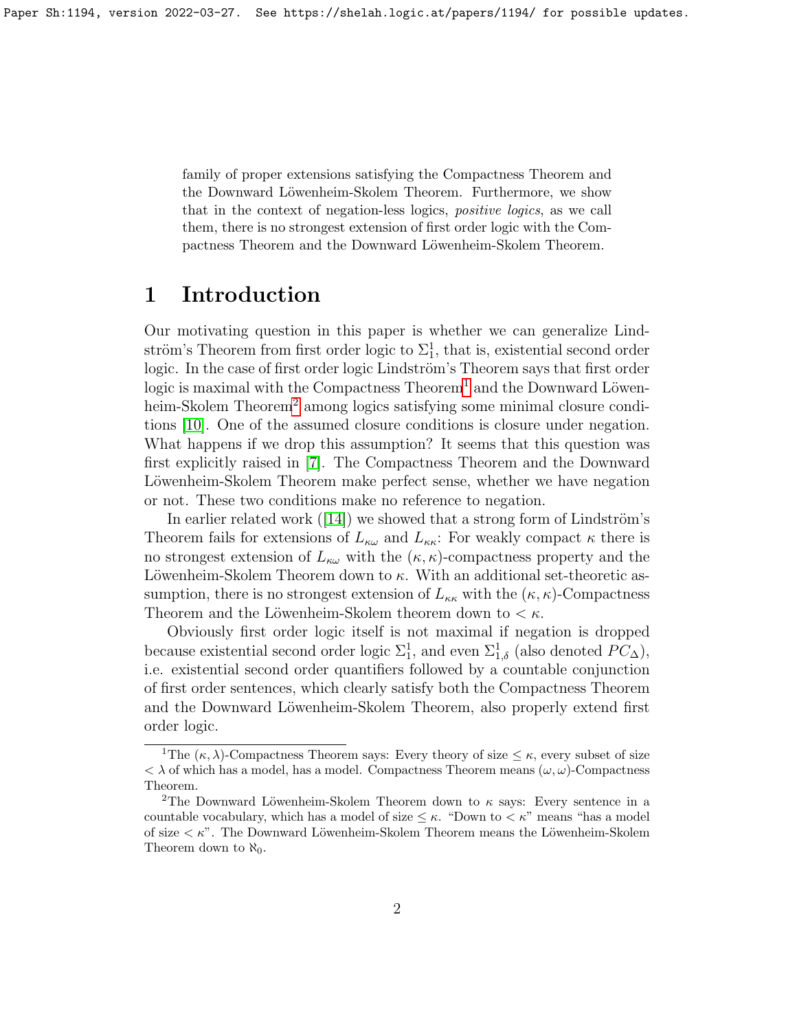family of proper extensions satisfying the Compactness Theorem and the Downward Löwenheim-Skolem Theorem. Furthermore, we show that in the context of negation-less logics, *positive logics*, as we call them, there is no strongest extension of first order logic with the Compactness Theorem and the Downward Löwenheim-Skolem Theorem.

# 1 Introduction

Our motivating question in this paper is whether we can generalize Lindström's Theorem from first order logic to $\Sigma^1_1$, that is, existential second order logic. In the case of first order logic Lindström's Theorem says that first order logic is maximal with the Compactness Theorem[1] and the Downward Löwenheim-Skolem Theorem[2] among logics satisfying some minimal closure conditions [10]. One of the assumed closure conditions is closure under negation. What happens if we drop this assumption? It seems that this question was first explicitly raised in [7]. The Compactness Theorem and the Downward Löwenheim-Skolem Theorem make perfect sense, whether we have negation or not. These two conditions make no reference to negation.

In earlier related work ([14]) we showed that a strong form of Lindström's Theorem fails for extensions of $L_{\kappa\omega}$ and $L_{\kappa\kappa}$: For weakly compact $\kappa$ there is no strongest extension of $L_{\kappa\omega}$ with the $(\kappa, \kappa)$-compactness property and the Löwenheim-Skolem Theorem down to $\kappa$. With an additional set-theoretic assumption, there is no strongest extension of $L_{\kappa\kappa}$ with the $(\kappa, \kappa)$-Compactness Theorem and the Löwenheim-Skolem theorem down to $< \kappa$.

Obviously first order logic itself is not maximal if negation is dropped because existential second order logic $\Sigma^1_1$, and even $\Sigma^1_{1,\delta}$ (also denoted $PC_\Delta$), i.e. existential second order quantifiers followed by a countable conjunction of first order sentences, which clearly satisfy both the Compactness Theorem and the Downward Löwenheim-Skolem Theorem, also properly extend first order logic.

[1] The $(\kappa, \lambda)$-Compactness Theorem says: Every theory of size $\leq \kappa$, every subset of size $< \lambda$ of which has a model, has a model. Compactness Theorem means $(\omega, \omega)$-Compactness Theorem.

[2] The Downward Löwenheim-Skolem Theorem down to $\kappa$ says: Every sentence in a countable vocabulary, which has a model of size $\leq \kappa$. "Down to $< \kappa$" means "has a model of size $< \kappa$". The Downward Löwenheim-Skolem Theorem means the Löwenheim-Skolem Theorem down to $\aleph_0$.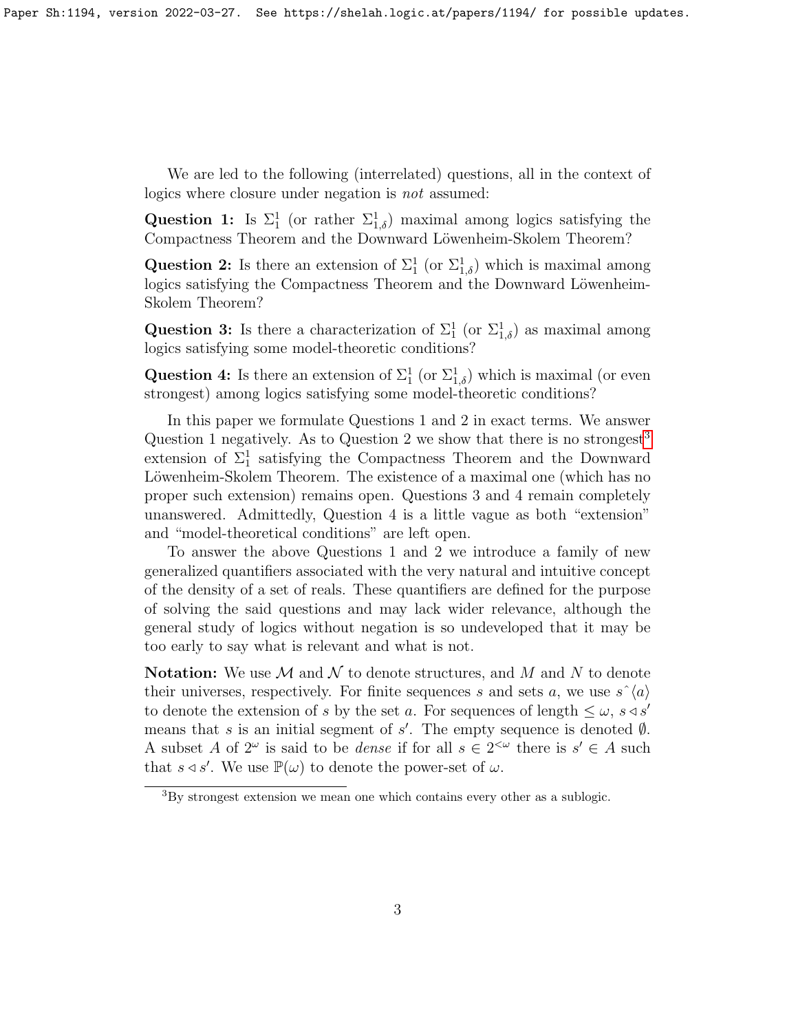We are led to the following (interrelated) questions, all in the context of logics where closure under negation is *not* assumed:

**Question 1:** Is $\Sigma^1_1$ (or rather $\Sigma^1_{1,\delta}$) maximal among logics satisfying the Compactness Theorem and the Downward Löwenheim-Skolem Theorem?

**Question 2:** Is there an extension of $\Sigma^1_1$ (or $\Sigma^1_{1,\delta}$) which is maximal among logics satisfying the Compactness Theorem and the Downward Löwenheim-Skolem Theorem?

**Question 3:** Is there a characterization of $\Sigma^1_1$ (or $\Sigma^1_{1,\delta}$) as maximal among logics satisfying some model-theoretic conditions?

**Question 4:** Is there an extension of $\Sigma^1_1$ (or $\Sigma^1_{1,\delta}$) which is maximal (or even strongest) among logics satisfying some model-theoretic conditions?

In this paper we formulate Questions 1 and 2 in exact terms. We answer Question 1 negatively. As to Question 2 we show that there is no strongest[3] extension of $\Sigma^1_1$ satisfying the Compactness Theorem and the Downward Löwenheim-Skolem Theorem. The existence of a maximal one (which has no proper such extension) remains open. Questions 3 and 4 remain completely unanswered. Admittedly, Question 4 is a little vague as both "extension" and "model-theoretical conditions" are left open.

To answer the above Questions 1 and 2 we introduce a family of new generalized quantifiers associated with the very natural and intuitive concept of the density of a set of reals. These quantifiers are defined for the purpose of solving the said questions and may lack wider relevance, although the general study of logics without negation is so undeveloped that it may be too early to say what is relevant and what is not.

**Notation:** We use $\mathcal{M}$ and $\mathcal{N}$ to denote structures, and $M$ and $N$ to denote their universes, respectively. For finite sequences $s$ and sets $a$, we use $s^\frown\langle a\rangle$ to denote the extension of $s$ by the set $a$. For sequences of length $\le \omega$, $s \triangleleft s'$ means that $s$ is an initial segment of $s'$. The empty sequence is denoted $\emptyset$. A subset $A$ of $2^\omega$ is said to be *dense* if for all $s \in 2^{<\omega}$ there is $s' \in A$ such that $s \triangleleft s'$. We use $\mathbb{P}(\omega)$ to denote the power-set of $\omega$.

[3] By strongest extension we mean one which contains every other as a sublogic.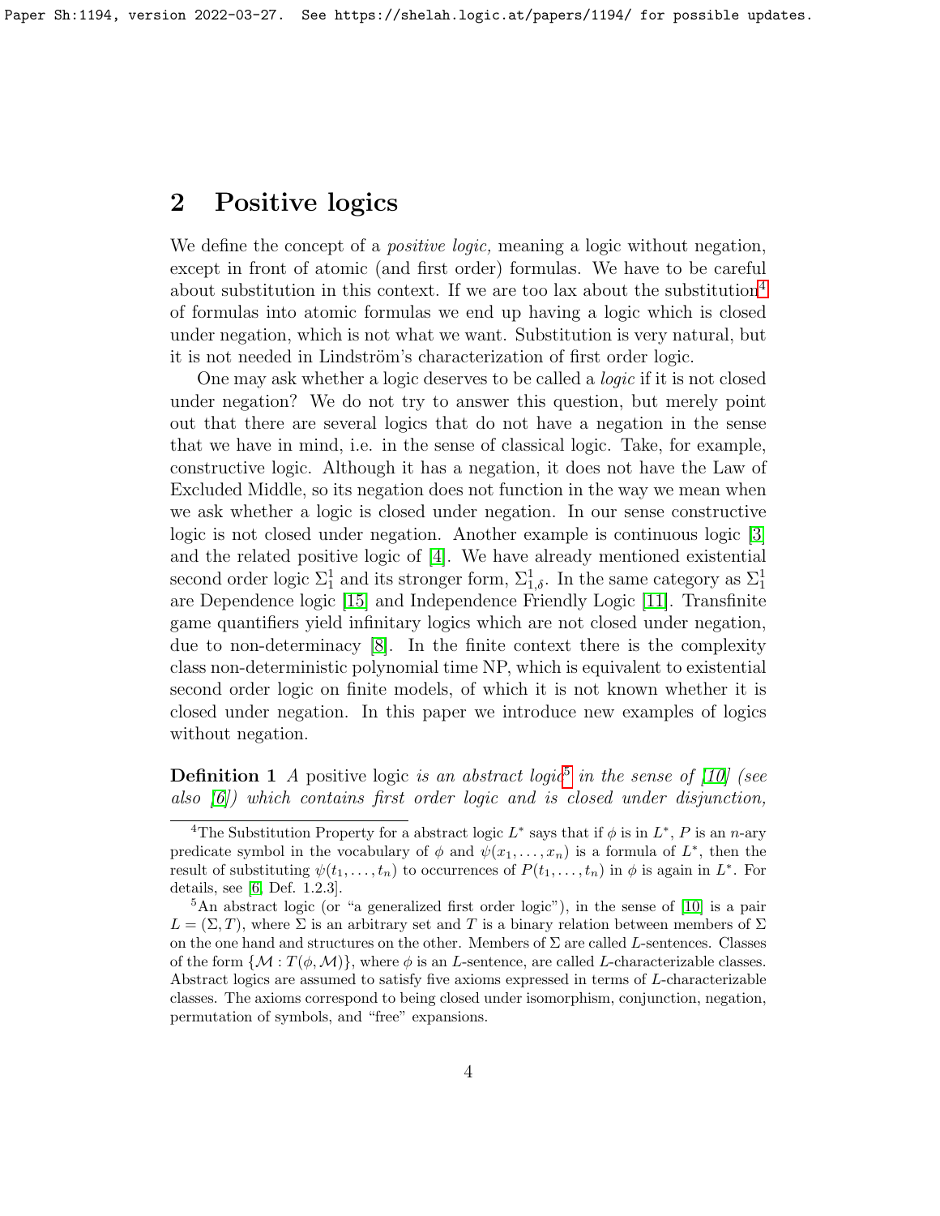## 2 Positive logics

We define the concept of a *positive logic,* meaning a logic without negation, except in front of atomic (and first order) formulas. We have to be careful about substitution in this context. If we are too lax about the substitution[4] of formulas into atomic formulas we end up having a logic which is closed under negation, which is not what we want. Substitution is very natural, but it is not needed in Lindström's characterization of first order logic.

One may ask whether a logic deserves to be called a *logic* if it is not closed under negation? We do not try to answer this question, but merely point out that there are several logics that do not have a negation in the sense that we have in mind, i.e. in the sense of classical logic. Take, for example, constructive logic. Although it has a negation, it does not have the Law of Excluded Middle, so its negation does not function in the way we mean when we ask whether a logic is closed under negation. In our sense constructive logic is not closed under negation. Another example is continuous logic [3] and the related positive logic of [4]. We have already mentioned existential second order logic $\Sigma^1_1$ and its stronger form, $\Sigma^1_{1,\delta}$. In the same category as $\Sigma^1_1$ are Dependence logic [15] and Independence Friendly Logic [11]. Transfinite game quantifiers yield infinitary logics which are not closed under negation, due to non-determinacy [8]. In the finite context there is the complexity class non-deterministic polynomial time NP, which is equivalent to existential second order logic on finite models, of which it is not known whether it is closed under negation. In this paper we introduce new examples of logics without negation.

**Definition 1** *A* positive logic *is an abstract logic*[5] *in the sense of [10] (see also [6]) which contains first order logic and is closed under disjunction,*

---

[4] The Substitution Property for a abstract logic $L^*$ says that if $\phi$ is in $L^*$, $P$ is an $n$-ary predicate symbol in the vocabulary of $\phi$ and $\psi(x_1, \ldots, x_n)$ is a formula of $L^*$, then the result of substituting $\psi(t_1, \ldots, t_n)$ to occurrences of $P(t_1, \ldots, t_n)$ in $\phi$ is again in $L^*$. For details, see [6, Def. 1.2.3].

[5] An abstract logic (or "a generalized first order logic"), in the sense of [10] is a pair $L = (\Sigma, T)$, where $\Sigma$ is an arbitrary set and $T$ is a binary relation between members of $\Sigma$ on the one hand and structures on the other. Members of $\Sigma$ are called $L$-sentences. Classes of the form $\{\mathcal{M} : T(\phi, \mathcal{M})\}$, where $\phi$ is an $L$-sentence, are called $L$-characterizable classes. Abstract logics are assumed to satisfy five axioms expressed in terms of $L$-characterizable classes. The axioms correspond to being closed under isomorphism, conjunction, negation, permutation of symbols, and "free" expansions.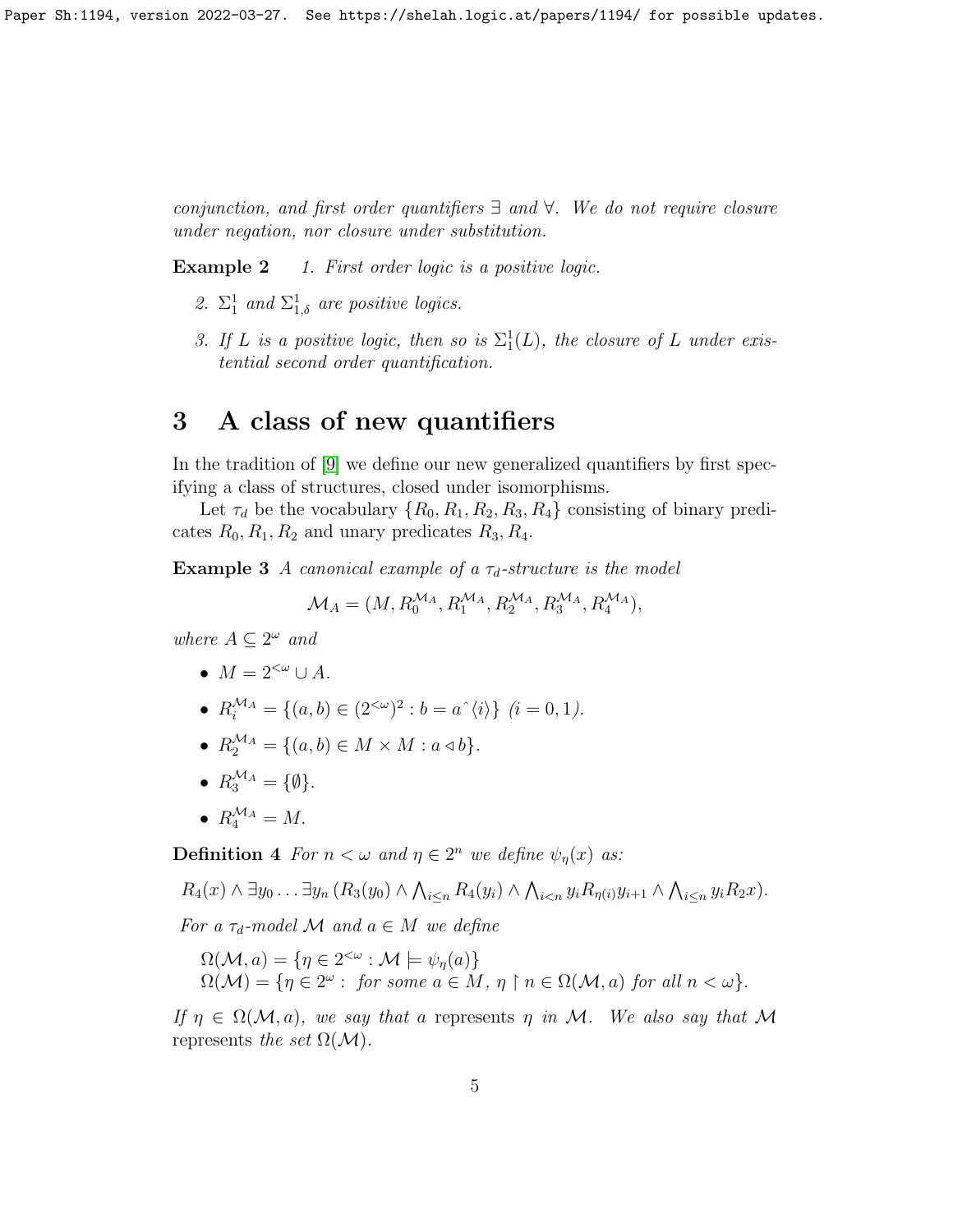*conjunction, and first order quantifiers $\exists$ and $\forall$. We do not require closure under negation, nor closure under substitution.*

**Example 2** *1. First order logic is a positive logic.*

*2. $\Sigma^1_1$ and $\Sigma^1_{1,\delta}$ are positive logics.*

*3. If $L$ is a positive logic, then so is $\Sigma^1_1(L)$, the closure of $L$ under existential second order quantification.*

## 3 A class of new quantifiers

In the tradition of [9] we define our new generalized quantifiers by first specifying a class of structures, closed under isomorphisms.

Let $\tau_d$ be the vocabulary $\{R_0, R_1, R_2, R_3, R_4\}$ consisting of binary predicates $R_0, R_1, R_2$ and unary predicates $R_3, R_4$.

**Example 3** *A canonical example of a $\tau_d$-structure is the model*

$$\mathcal{M}_A = (M, R_0^{\mathcal{M}_A}, R_1^{\mathcal{M}_A}, R_2^{\mathcal{M}_A}, R_3^{\mathcal{M}_A}, R_4^{\mathcal{M}_A}),$$

*where $A \subseteq 2^\omega$ and*

- $M = 2^{<\omega} \cup A$.
- $R_i^{\mathcal{M}_A} = \{(a,b) \in (2^{<\omega})^2 : b = a\hat{\ }\langle i \rangle\}$ *$(i = 0, 1)$.*
- $R_2^{\mathcal{M}_A} = \{(a,b) \in M \times M : a \triangleleft b\}$.
- $R_3^{\mathcal{M}_A} = \{\emptyset\}$.
- $R_4^{\mathcal{M}_A} = M$.

**Definition 4** *For $n < \omega$ and $\eta \in 2^n$ we define $\psi_\eta(x)$ as:*

$$R_4(x) \wedge \exists y_0 \ldots \exists y_n \, (R_3(y_0) \wedge \textstyle\bigwedge_{i \le n} R_4(y_i) \wedge \bigwedge_{i<n} y_i R_{\eta(i)} y_{i+1} \wedge \bigwedge_{i \le n} y_i R_2 x).$$

*For a $\tau_d$-model $\mathcal{M}$ and $a \in M$ we define*

$\Omega(\mathcal{M}, a) = \{\eta \in 2^{<\omega} : \mathcal{M} \models \psi_\eta(a)\}$
$\Omega(\mathcal{M}) = \{\eta \in 2^\omega : \text{ for some } a \in M, \ \eta \restriction n \in \Omega(\mathcal{M}, a) \text{ for all } n < \omega\}$.

*If $\eta \in \Omega(\mathcal{M}, a)$, we say that $a$* represents *$\eta$ in $\mathcal{M}$. We also say that $\mathcal{M}$* represents *the set $\Omega(\mathcal{M})$.*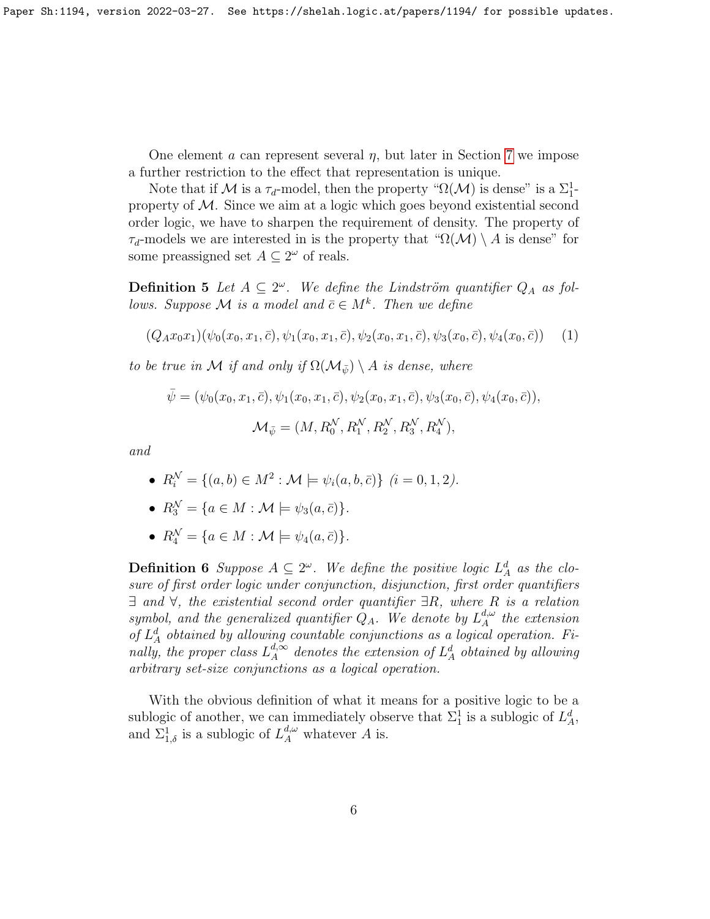One element $a$ can represent several $\eta$, but later in Section 7 we impose a further restriction to the effect that representation is unique.

Note that if $\mathcal{M}$ is a $\tau_d$-model, then the property "$\Omega(\mathcal{M})$ is dense" is a $\Sigma^1_1$-property of $\mathcal{M}$. Since we aim at a logic which goes beyond existential second order logic, we have to sharpen the requirement of density. The property of $\tau_d$-models we are interested in is the property that "$\Omega(\mathcal{M}) \setminus A$ is dense" for some preassigned set $A \subseteq 2^\omega$ of reals.

**Definition 5** *Let $A \subseteq 2^\omega$. We define the Lindström quantifier $Q_A$ as follows. Suppose $\mathcal{M}$ is a model and $\bar{c} \in M^k$. Then we define*

$$(Q_A x_0 x_1)(\psi_0(x_0, x_1, \bar{c}), \psi_1(x_0, x_1, \bar{c}), \psi_2(x_0, x_1, \bar{c}), \psi_3(x_0, \bar{c}), \psi_4(x_0, \bar{c})) \quad (1)$$

*to be true in $\mathcal{M}$ if and only if $\Omega(\mathcal{M}_{\bar{\psi}}) \setminus A$ is dense, where*

$$\bar{\psi} = (\psi_0(x_0, x_1, \bar{c}), \psi_1(x_0, x_1, \bar{c}), \psi_2(x_0, x_1, \bar{c}), \psi_3(x_0, \bar{c}), \psi_4(x_0, \bar{c})),$$

$$\mathcal{M}_{\bar{\psi}} = (M, R_0^{\mathcal{N}}, R_1^{\mathcal{N}}, R_2^{\mathcal{N}}, R_3^{\mathcal{N}}, R_4^{\mathcal{N}}),$$

*and*

- $R_i^{\mathcal{N}} = \{(a, b) \in M^2 : \mathcal{M} \models \psi_i(a, b, \bar{c})\}$ *($i = 0, 1, 2$).*
- $R_3^{\mathcal{N}} = \{a \in M : \mathcal{M} \models \psi_3(a, \bar{c})\}$.
- $R_4^{\mathcal{N}} = \{a \in M : \mathcal{M} \models \psi_4(a, \bar{c})\}$.

**Definition 6** *Suppose $A \subseteq 2^\omega$. We define the positive logic $L^d_A$ as the closure of first order logic under conjunction, disjunction, first order quantifiers $\exists$ and $\forall$, the existential second order quantifier $\exists R$, where $R$ is a relation symbol, and the generalized quantifier $Q_A$. We denote by $L^{d,\omega}_A$ the extension of $L^d_A$ obtained by allowing countable conjunctions as a logical operation. Finally, the proper class $L^{d,\infty}_A$ denotes the extension of $L^d_A$ obtained by allowing arbitrary set-size conjunctions as a logical operation.*

With the obvious definition of what it means for a positive logic to be a sublogic of another, we can immediately observe that $\Sigma^1_1$ is a sublogic of $L^d_A$, and $\Sigma^1_{1,\delta}$ is a sublogic of $L^{d,\omega}_A$ whatever $A$ is.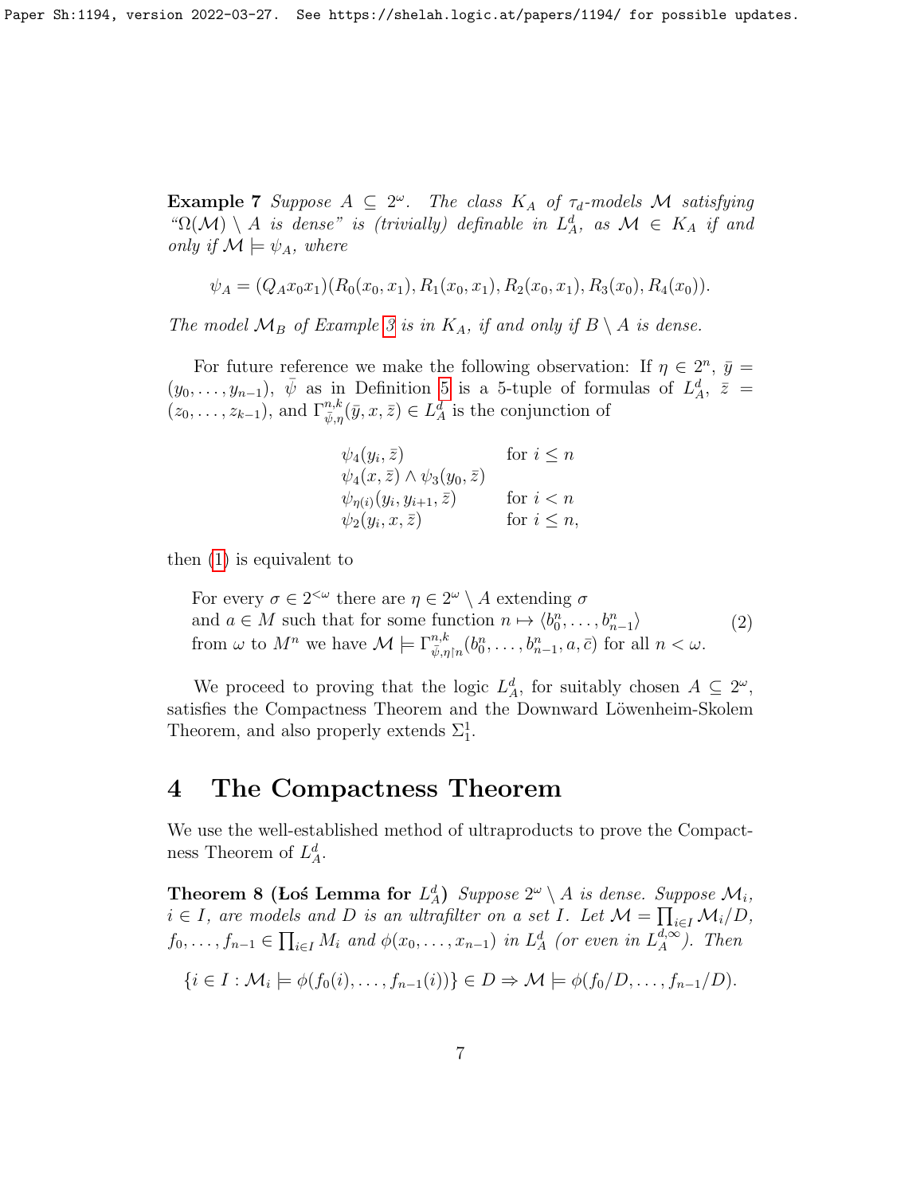**Example 7** *Suppose $A \subseteq 2^\omega$. The class $K_A$ of $\tau_d$-models $\mathcal{M}$ satisfying "$\Omega(\mathcal{M}) \setminus A$ is dense" is (trivially) definable in $L^d_A$, as $\mathcal{M} \in K_A$ if and only if $\mathcal{M} \models \psi_A$, where*

$$\psi_A = (Q_A x_0 x_1)(R_0(x_0, x_1), R_1(x_0, x_1), R_2(x_0, x_1), R_3(x_0), R_4(x_0)).$$

*The model $\mathcal{M}_B$ of Example 3 is in $K_A$, if and only if $B \setminus A$ is dense.*

For future reference we make the following observation: If $\eta \in 2^n$, $\bar{y} = (y_0, \ldots, y_{n-1})$, $\bar{\psi}$ as in Definition 5 is a 5-tuple of formulas of $L^d_A$, $\bar{z} = (z_0, \ldots, z_{k-1})$, and $\Gamma^{n,k}_{\bar{\psi},\eta}(\bar{y}, x, \bar{z}) \in L^d_A$ is the conjunction of

$$\begin{array}{ll} \psi_4(y_i, \bar{z}) & \text{for } i \leq n \\ \psi_4(x, \bar{z}) \wedge \psi_3(y_0, \bar{z}) & \\ \psi_{\eta(i)}(y_i, y_{i+1}, \bar{z}) & \text{for } i < n \\ \psi_2(y_i, x, \bar{z}) & \text{for } i \leq n, \end{array}$$

then (1) is equivalent to

$$\begin{array}{l} \text{For every } \sigma \in 2^{<\omega} \text{ there are } \eta \in 2^\omega \setminus A \text{ extending } \sigma \\ \text{and } a \in M \text{ such that for some function } n \mapsto \langle b^n_0, \ldots, b^n_{n-1} \rangle \\ \text{from } \omega \text{ to } M^n \text{ we have } \mathcal{M} \models \Gamma^{n,k}_{\bar{\psi},\eta\restriction n}(b^n_0, \ldots, b^n_{n-1}, a, \bar{c}) \text{ for all } n < \omega. \end{array} \tag{2}$$

We proceed to proving that the logic $L^d_A$, for suitably chosen $A \subseteq 2^\omega$, satisfies the Compactness Theorem and the Downward Löwenheim-Skolem Theorem, and also properly extends $\Sigma^1_1$.

# 4 The Compactness Theorem

We use the well-established method of ultraproducts to prove the Compactness Theorem of $L^d_A$.

**Theorem 8 (Łoś Lemma for $L^d_A$)** *Suppose $2^\omega \setminus A$ is dense. Suppose $\mathcal{M}_i$, $i \in I$, are models and $D$ is an ultrafilter on a set $I$. Let $\mathcal{M} = \prod_{i \in I} \mathcal{M}_i / D$, $f_0, \ldots, f_{n-1} \in \prod_{i \in I} M_i$ and $\phi(x_0, \ldots, x_{n-1})$ in $L^d_A$ (or even in $L^{d,\infty}_A$). Then*

$$\{i \in I : \mathcal{M}_i \models \phi(f_0(i), \ldots, f_{n-1}(i))\} \in D \Rightarrow \mathcal{M} \models \phi(f_0/D, \ldots, f_{n-1}/D).$$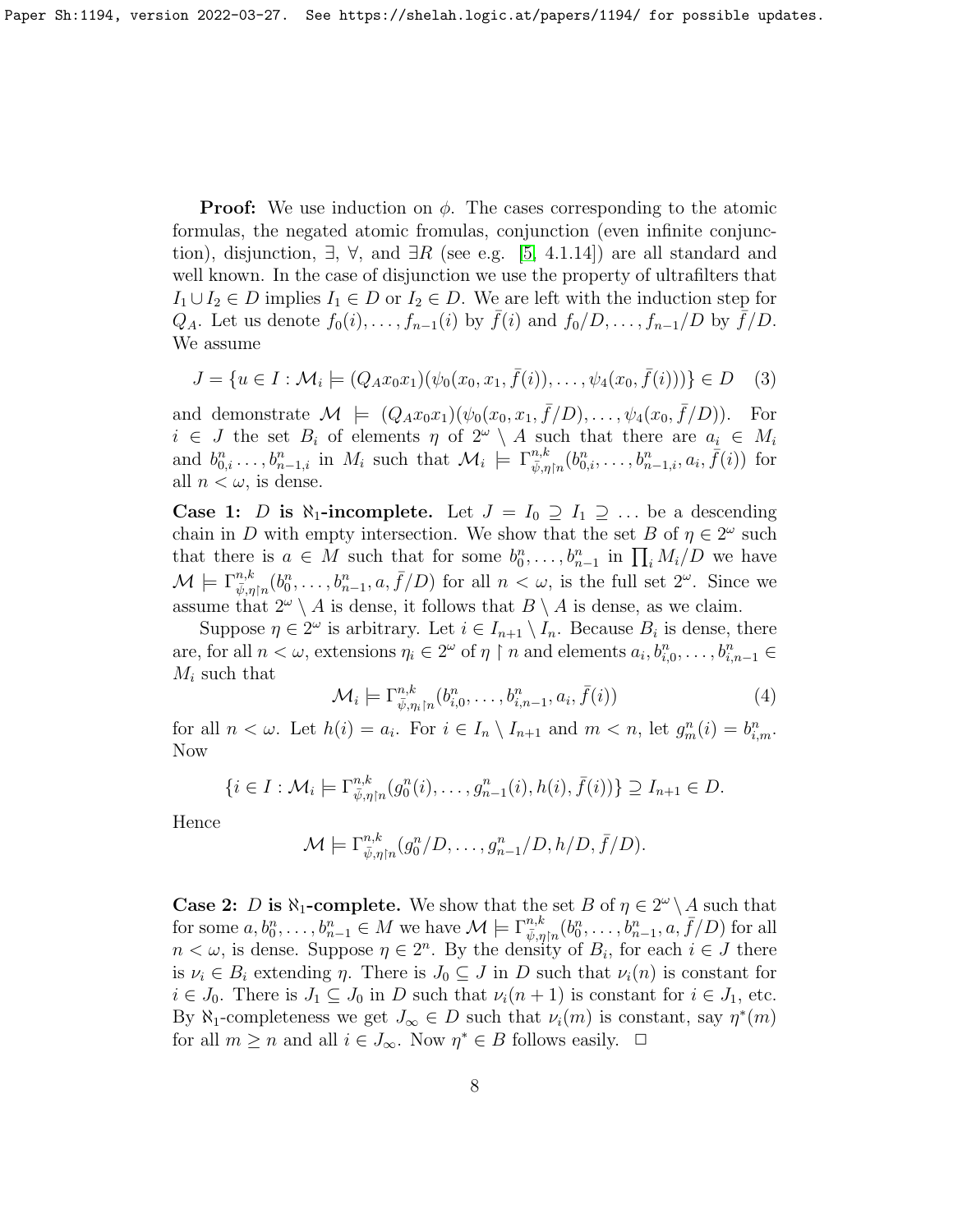**Proof:** We use induction on $\phi$. The cases corresponding to the atomic formulas, the negated atomic fromulas, conjunction (even infinite conjunction), disjunction, $\exists$, $\forall$, and $\exists R$ (see e.g. [5, 4.1.14]) are all standard and well known. In the case of disjunction we use the property of ultrafilters that $I_1 \cup I_2 \in D$ implies $I_1 \in D$ or $I_2 \in D$. We are left with the induction step for $Q_A$. Let us denote $f_0(i), \ldots, f_{n-1}(i)$ by $\bar{f}(i)$ and $f_0/D, \ldots, f_{n-1}/D$ by $\bar{f}/D$. We assume

$$J = \{u \in I : \mathcal{M}_i \models (Q_A x_0 x_1)(\psi_0(x_0, x_1, \bar{f}(i)), \ldots, \psi_4(x_0, \bar{f}(i)))\} \in D \quad (3)$$

and demonstrate $\mathcal{M} \models (Q_A x_0 x_1)(\psi_0(x_0, x_1, \bar{f}/D), \ldots, \psi_4(x_0, \bar{f}/D))$. For $i \in J$ the set $B_i$ of elements $\eta$ of $2^\omega \setminus A$ such that there are $a_i \in M_i$ and $b^n_{0,i} \ldots, b^n_{n-1,i}$ in $M_i$ such that $\mathcal{M}_i \models \Gamma^{n,k}_{\bar{\psi},\eta\restriction n}(b^n_{0,i}, \ldots, b^n_{n-1,i}, a_i, \bar{f}(i))$ for all $n < \omega$, is dense.

**Case 1: $D$ is $\aleph_1$-incomplete.** Let $J = I_0 \supseteq I_1 \supseteq \ldots$ be a descending chain in $D$ with empty intersection. We show that the set $B$ of $\eta \in 2^\omega$ such that there is $a \in M$ such that for some $b^n_0, \ldots, b^n_{n-1}$ in $\prod_i M_i/D$ we have $\mathcal{M} \models \Gamma^{n,k}_{\bar{\psi},\eta\restriction n}(b^n_0, \ldots, b^n_{n-1}, a, \bar{f}/D)$ for all $n < \omega$, is the full set $2^\omega$. Since we assume that $2^\omega \setminus A$ is dense, it follows that $B \setminus A$ is dense, as we claim.

Suppose $\eta \in 2^\omega$ is arbitrary. Let $i \in I_{n+1} \setminus I_n$. Because $B_i$ is dense, there are, for all $n < \omega$, extensions $\eta_i \in 2^\omega$ of $\eta \restriction n$ and elements $a_i, b^n_{i,0}, \ldots, b^n_{i,n-1} \in M_i$ such that

$$\mathcal{M}_i \models \Gamma^{n,k}_{\bar{\psi},\eta_i\restriction n}(b^n_{i,0}, \ldots, b^n_{i,n-1}, a_i, \bar{f}(i)) \quad (4)$$

for all $n < \omega$. Let $h(i) = a_i$. For $i \in I_n \setminus I_{n+1}$ and $m < n$, let $g^n_m(i) = b^n_{i,m}$. Now

$$\{i \in I : \mathcal{M}_i \models \Gamma^{n,k}_{\bar{\psi},\eta\restriction n}(g^n_0(i), \ldots, g^n_{n-1}(i), h(i), \bar{f}(i))\} \supseteq I_{n+1} \in D.$$

Hence

$$\mathcal{M} \models \Gamma^{n,k}_{\bar{\psi},\eta\restriction n}(g^n_0/D, \ldots, g^n_{n-1}/D, h/D, \bar{f}/D).$$

**Case 2: $D$ is $\aleph_1$-complete.** We show that the set $B$ of $\eta \in 2^\omega \setminus A$ such that for some $a, b^n_0, \ldots, b^n_{n-1} \in M$ we have $\mathcal{M} \models \Gamma^{n,k}_{\bar{\psi},\eta\restriction n}(b^n_0, \ldots, b^n_{n-1}, a, \bar{f}/D)$ for all $n < \omega$, is dense. Suppose $\eta \in 2^n$. By the density of $B_i$, for each $i \in J$ there is $\nu_i \in B_i$ extending $\eta$. There is $J_0 \subseteq J$ in $D$ such that $\nu_i(n)$ is constant for $i \in J_0$. There is $J_1 \subseteq J_0$ in $D$ such that $\nu_i(n+1)$ is constant for $i \in J_1$, etc. By $\aleph_1$-completeness we get $J_\infty \in D$ such that $\nu_i(m)$ is constant, say $\eta^*(m)$ for all $m \geq n$ and all $i \in J_\infty$. Now $\eta^* \in B$ follows easily. $\Box$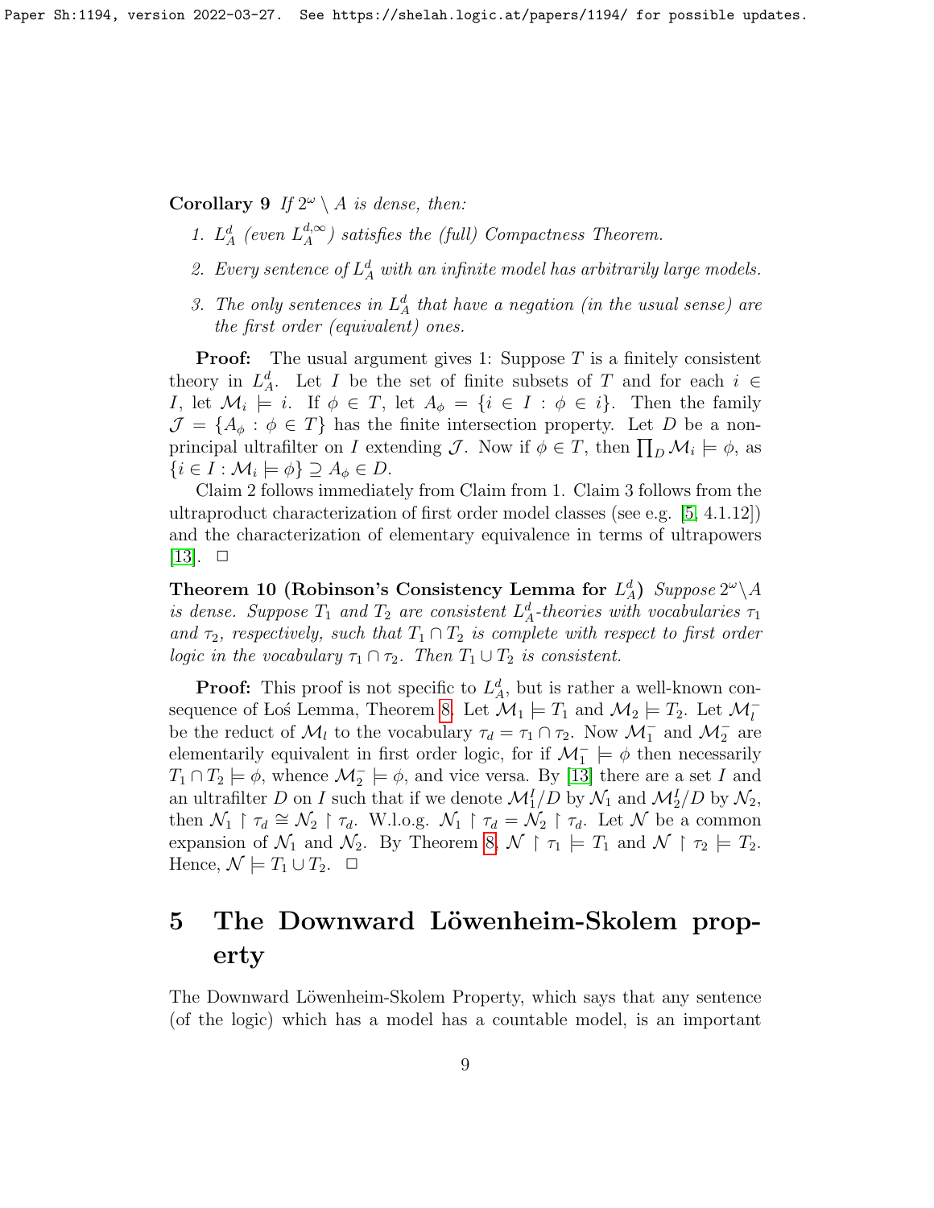**Corollary 9** *If $2^\omega \setminus A$ is dense, then:*

1. *$L^d_A$ (even $L^{d,\infty}_A$) satisfies the (full) Compactness Theorem.*
2. *Every sentence of $L^d_A$ with an infinite model has arbitrarily large models.*
3. *The only sentences in $L^d_A$ that have a negation (in the usual sense) are the first order (equivalent) ones.*

**Proof:** The usual argument gives 1: Suppose $T$ is a finitely consistent theory in $L^d_A$. Let $I$ be the set of finite subsets of $T$ and for each $i \in I$, let $\mathcal{M}_i \models i$. If $\phi \in T$, let $A_\phi = \{i \in I : \phi \in i\}$. Then the family $\mathcal{J} = \{A_\phi : \phi \in T\}$ has the finite intersection property. Let $D$ be a non-principal ultrafilter on $I$ extending $\mathcal{J}$. Now if $\phi \in T$, then $\prod_D \mathcal{M}_i \models \phi$, as $\{i \in I : \mathcal{M}_i \models \phi\} \supseteq A_\phi \in D$.

Claim 2 follows immediately from Claim from 1. Claim 3 follows from the ultraproduct characterization of first order model classes (see e.g. [5, 4.1.12]) and the characterization of elementary equivalence in terms of ultrapowers [13]. $\Box$

**Theorem 10 (Robinson's Consistency Lemma for $L^d_A$)** *Suppose $2^\omega \setminus A$ is dense. Suppose $T_1$ and $T_2$ are consistent $L^d_A$-theories with vocabularies $\tau_1$ and $\tau_2$, respectively, such that $T_1 \cap T_2$ is complete with respect to first order logic in the vocabulary $\tau_1 \cap \tau_2$. Then $T_1 \cup T_2$ is consistent.*

**Proof:** This proof is not specific to $L^d_A$, but is rather a well-known consequence of Łoś Lemma, Theorem 8. Let $\mathcal{M}_1 \models T_1$ and $\mathcal{M}_2 \models T_2$. Let $\mathcal{M}^-_l$ be the reduct of $\mathcal{M}_l$ to the vocabulary $\tau_d = \tau_1 \cap \tau_2$. Now $\mathcal{M}^-_1$ and $\mathcal{M}^-_2$ are elementarily equivalent in first order logic, for if $\mathcal{M}^-_1 \models \phi$ then necessarily $T_1 \cap T_2 \models \phi$, whence $\mathcal{M}^-_2 \models \phi$, and vice versa. By [13] there are a set $I$ and an ultrafilter $D$ on $I$ such that if we denote $\mathcal{M}^I_1/D$ by $\mathcal{N}_1$ and $\mathcal{M}^I_2/D$ by $\mathcal{N}_2$, then $\mathcal{N}_1 \restriction \tau_d \cong \mathcal{N}_2 \restriction \tau_d$. W.l.o.g. $\mathcal{N}_1 \restriction \tau_d = \mathcal{N}_2 \restriction \tau_d$. Let $\mathcal{N}$ be a common expansion of $\mathcal{N}_1$ and $\mathcal{N}_2$. By Theorem 8, $\mathcal{N} \restriction \tau_1 \models T_1$ and $\mathcal{N} \restriction \tau_2 \models T_2$. Hence, $\mathcal{N} \models T_1 \cup T_2$. $\Box$

# 5 The Downward Löwenheim-Skolem property

The Downward Löwenheim-Skolem Property, which says that any sentence (of the logic) which has a model has a countable model, is an important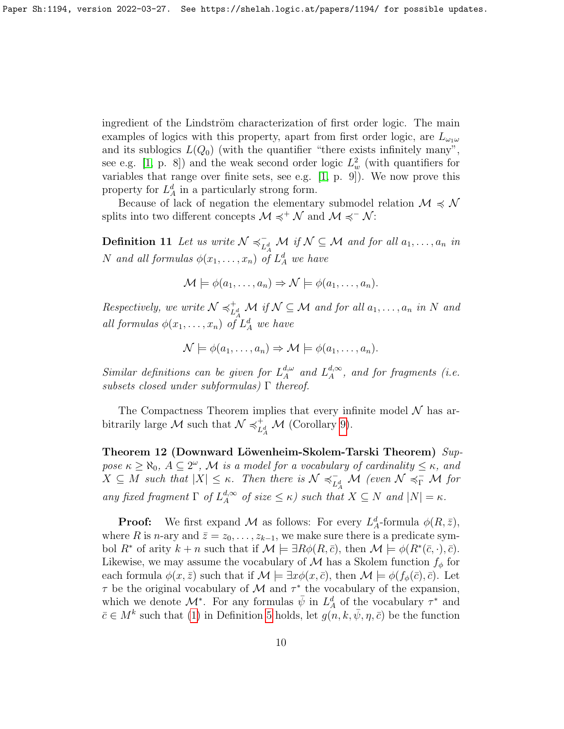ingredient of the Lindström characterization of first order logic. The main examples of logics with this property, apart from first order logic, are $L_{\omega_1\omega}$ and its sublogics $L(Q_0)$ (with the quantifier "there exists infinitely many", see e.g. [1, p. 8]) and the weak second order logic $L^2_w$ (with quantifiers for variables that range over finite sets, see e.g. [1, p. 9]). We now prove this property for $L^d_A$ in a particularly strong form.

Because of lack of negation the elementary submodel relation $\mathcal{M} \preccurlyeq \mathcal{N}$ splits into two different concepts $\mathcal{M} \preccurlyeq^+ \mathcal{N}$ and $\mathcal{M} \preccurlyeq^- \mathcal{N}$:

**Definition 11** *Let us write $\mathcal{N} \preccurlyeq^-_{L^d_A} \mathcal{M}$ if $\mathcal{N} \subseteq \mathcal{M}$ and for all $a_1, \ldots, a_n$ in $N$ and all formulas $\phi(x_1, \ldots, x_n)$ of $L^d_A$ we have*

$$\mathcal{M} \models \phi(a_1, \ldots, a_n) \Rightarrow \mathcal{N} \models \phi(a_1, \ldots, a_n).$$

*Respectively, we write $\mathcal{N} \preccurlyeq^+_{L^d_A} \mathcal{M}$ if $\mathcal{N} \subseteq \mathcal{M}$ and for all $a_1, \ldots, a_n$ in $N$ and all formulas $\phi(x_1, \ldots, x_n)$ of $L^d_A$ we have*

$$\mathcal{N} \models \phi(a_1, \ldots, a_n) \Rightarrow \mathcal{M} \models \phi(a_1, \ldots, a_n).$$

*Similar definitions can be given for $L^{d,\omega}_A$ and $L^{d,\infty}_A$, and for fragments (i.e. subsets closed under subformulas) $\Gamma$ thereof.*

The Compactness Theorem implies that every infinite model $\mathcal{N}$ has arbitrarily large $\mathcal{M}$ such that $\mathcal{N} \preccurlyeq^+_{L^d_A} \mathcal{M}$ (Corollary 9).

**Theorem 12 (Downward Löwenheim-Skolem-Tarski Theorem)** *Suppose $\kappa \geq \aleph_0$, $A \subseteq 2^\omega$, $\mathcal{M}$ is a model for a vocabulary of cardinality $\leq \kappa$, and $X \subseteq M$ such that $|X| \leq \kappa$. Then there is $\mathcal{N} \preccurlyeq^-_{L^d_A} \mathcal{M}$ (even $\mathcal{N} \preccurlyeq^-_\Gamma \mathcal{M}$ for any fixed fragment $\Gamma$ of $L^{d,\infty}_A$ of size $\leq \kappa$) such that $X \subseteq N$ and $|N| = \kappa$.*

**Proof:** We first expand $\mathcal{M}$ as follows: For every $L^d_A$-formula $\phi(R, \bar{z})$, where $R$ is $n$-ary and $\bar{z} = z_0, \ldots, z_{k-1}$, we make sure there is a predicate symbol $R^*$ of arity $k+n$ such that if $\mathcal{M} \models \exists R\phi(R, \bar{c})$, then $\mathcal{M} \models \phi(R^*(\bar{c}, \cdot), \bar{c})$. Likewise, we may assume the vocabulary of $\mathcal{M}$ has a Skolem function $f_\phi$ for each formula $\phi(x, \bar{z})$ such that if $\mathcal{M} \models \exists x\phi(x, \bar{c})$, then $\mathcal{M} \models \phi(f_\phi(\bar{c}), \bar{c})$. Let $\tau$ be the original vocabulary of $\mathcal{M}$ and $\tau^*$ the vocabulary of the expansion, which we denote $\mathcal{M}^*$. For any formulas $\bar{\psi}$ in $L^d_A$ of the vocabulary $\tau^*$ and $\bar{c} \in M^k$ such that (1) in Definition 5 holds, let $g(n, k, \bar{\psi}, \eta, \bar{c})$ be the function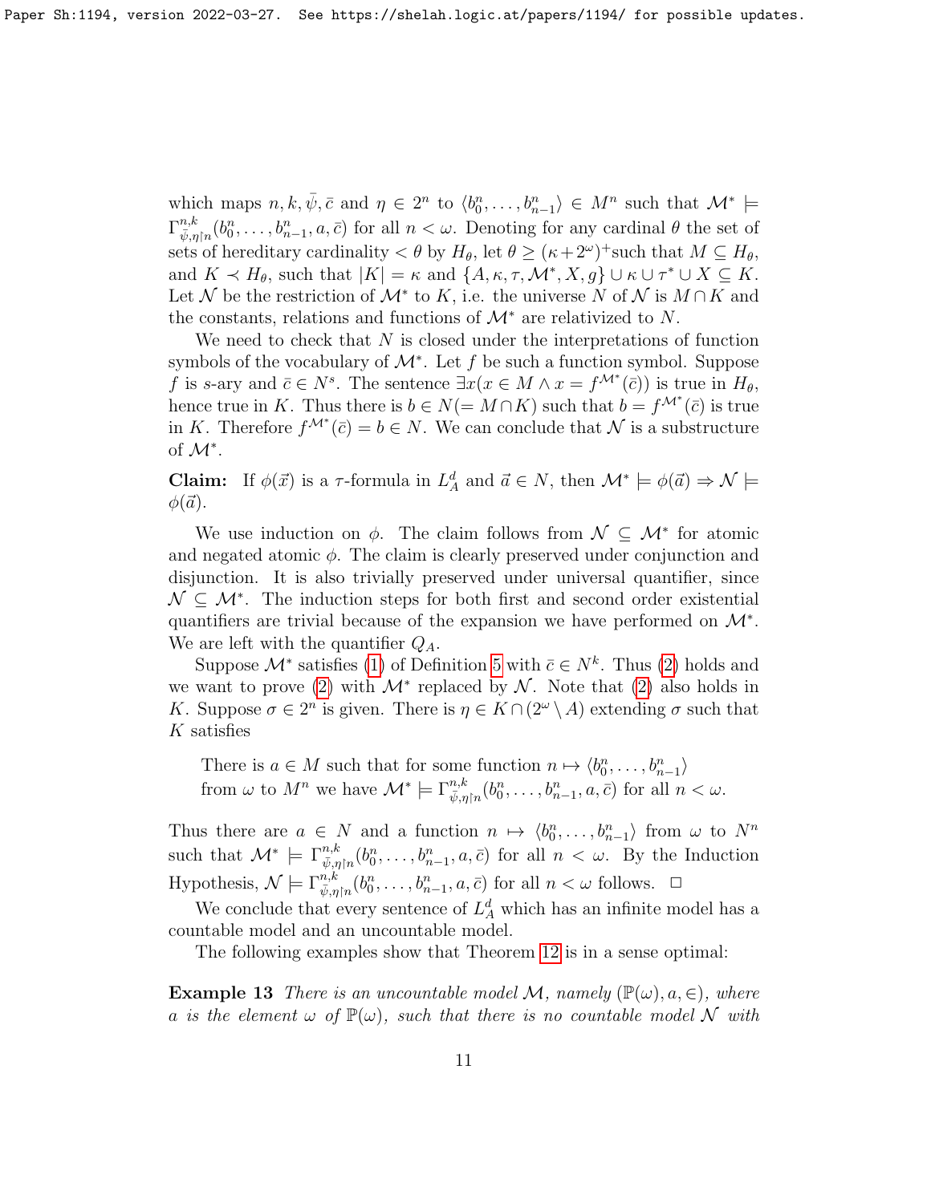which maps $n, k, \bar{\psi}, \bar{c}$ and $\eta \in 2^n$ to $\langle b^n_0, \ldots, b^n_{n-1}\rangle \in M^n$ such that $\mathcal{M}^* \models \Gamma^{n,k}_{\bar{\psi},\eta\restriction n}(b^n_0, \ldots, b^n_{n-1}, a, \bar{c})$ for all $n < \omega$. Denoting for any cardinal $\theta$ the set of sets of hereditary cardinality $< \theta$ by $H_\theta$, let $\theta \geq (\kappa + 2^\omega)^+$such that $M \subseteq H_\theta$, and $K \prec H_\theta$, such that $|K| = \kappa$ and $\{A, \kappa, \tau, \mathcal{M}^*, X, g\} \cup \kappa \cup \tau^* \cup X \subseteq K$. Let $\mathcal{N}$ be the restriction of $\mathcal{M}^*$ to $K$, i.e. the universe $N$ of $\mathcal{N}$ is $M \cap K$ and the constants, relations and functions of $\mathcal{M}^*$ are relativized to $N$.

We need to check that $N$ is closed under the interpretations of function symbols of the vocabulary of $\mathcal{M}^*$. Let $f$ be such a function symbol. Suppose $f$ is $s$-ary and $\bar{c} \in N^s$. The sentence $\exists x(x \in M \wedge x = f^{\mathcal{M}^*}(\bar{c}))$ is true in $H_\theta$, hence true in $K$. Thus there is $b \in N (= M \cap K)$ such that $b = f^{\mathcal{M}^*}(\bar{c})$ is true in $K$. Therefore $f^{\mathcal{M}^*}(\bar{c}) = b \in N$. We can conclude that $\mathcal{N}$ is a substructure of $\mathcal{M}^*$.

**Claim:** If $\phi(\vec{x})$ is a $\tau$-formula in $L^d_A$ and $\vec{a} \in N$, then $\mathcal{M}^* \models \phi(\vec{a}) \Rightarrow \mathcal{N} \models \phi(\vec{a})$.

We use induction on $\phi$. The claim follows from $\mathcal{N} \subseteq \mathcal{M}^*$ for atomic and negated atomic $\phi$. The claim is clearly preserved under conjunction and disjunction. It is also trivially preserved under universal quantifier, since $\mathcal{N} \subseteq \mathcal{M}^*$. The induction steps for both first and second order existential quantifiers are trivial because of the expansion we have performed on $\mathcal{M}^*$. We are left with the quantifier $Q_A$.

Suppose $\mathcal{M}^*$ satisfies (1) of Definition 5 with $\bar{c} \in N^k$. Thus (2) holds and we want to prove (2) with $\mathcal{M}^*$ replaced by $\mathcal{N}$. Note that (2) also holds in $K$. Suppose $\sigma \in 2^n$ is given. There is $\eta \in K \cap (2^\omega \setminus A)$ extending $\sigma$ such that $K$ satisfies

> There is $a \in M$ such that for some function $n \mapsto \langle b^n_0, \ldots, b^n_{n-1}\rangle$ from $\omega$ to $M^n$ we have $\mathcal{M}^* \models \Gamma^{n,k}_{\bar{\psi},\eta\restriction n}(b^n_0, \ldots, b^n_{n-1}, a, \bar{c})$ for all $n < \omega$.

Thus there are $a \in N$ and a function $n \mapsto \langle b^n_0, \ldots, b^n_{n-1}\rangle$ from $\omega$ to $N^n$ such that $\mathcal{M}^* \models \Gamma^{n,k}_{\bar{\psi},\eta\restriction n}(b^n_0, \ldots, b^n_{n-1}, a, \bar{c})$ for all $n < \omega$. By the Induction Hypothesis, $\mathcal{N} \models \Gamma^{n,k}_{\bar{\psi},\eta\restriction n}(b^n_0, \ldots, b^n_{n-1}, a, \bar{c})$ for all $n < \omega$ follows. $\square$

We conclude that every sentence of $L^d_A$ which has an infinite model has a countable model and an uncountable model.

The following examples show that Theorem 12 is in a sense optimal:

**Example 13** *There is an uncountable model $\mathcal{M}$, namely $(\mathbb{P}(\omega), a, \in)$, where $a$ is the element $\omega$ of $\mathbb{P}(\omega)$, such that there is no countable model $\mathcal{N}$ with*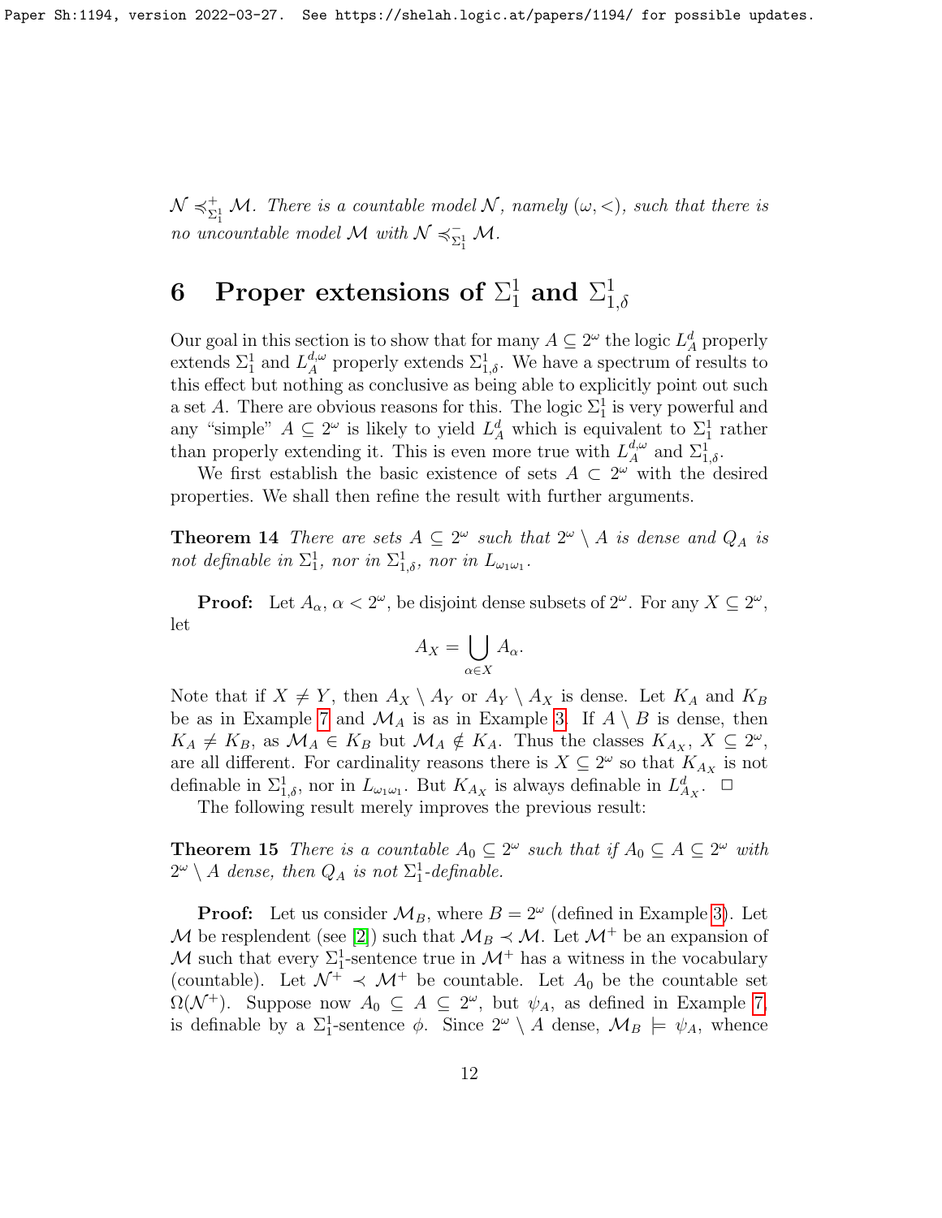$\mathcal{N} \preccurlyeq^+_{\Sigma^1_1} \mathcal{M}$. *There is a countable model* $\mathcal{N}$*, namely* $(\omega, <)$*, such that there is no uncountable model* $\mathcal{M}$ *with* $\mathcal{N} \preccurlyeq^-_{\Sigma^1_1} \mathcal{M}$.

# 6 Proper extensions of $\Sigma^1_1$ and $\Sigma^1_{1,\delta}$

Our goal in this section is to show that for many $A \subseteq 2^\omega$ the logic $L^d_A$ properly extends $\Sigma^1_1$ and $L^{d,\omega}_A$ properly extends $\Sigma^1_{1,\delta}$. We have a spectrum of results to this effect but nothing as conclusive as being able to explicitly point out such a set $A$. There are obvious reasons for this. The logic $\Sigma^1_1$ is very powerful and any "simple" $A \subseteq 2^\omega$ is likely to yield $L^d_A$ which is equivalent to $\Sigma^1_1$ rather than properly extending it. This is even more true with $L^{d,\omega}_A$ and $\Sigma^1_{1,\delta}$.

We first establish the basic existence of sets $A \subset 2^\omega$ with the desired properties. We shall then refine the result with further arguments.

**Theorem 14** *There are sets* $A \subseteq 2^\omega$ *such that* $2^\omega \setminus A$ *is dense and* $Q_A$ *is not definable in* $\Sigma^1_1$*, nor in* $\Sigma^1_{1,\delta}$*, nor in* $L_{\omega_1\omega_1}$.

**Proof:** Let $A_\alpha$, $\alpha < 2^\omega$, be disjoint dense subsets of $2^\omega$. For any $X \subseteq 2^\omega$, let

$$A_X = \bigcup_{\alpha \in X} A_\alpha.$$

Note that if $X \neq Y$, then $A_X \setminus A_Y$ or $A_Y \setminus A_X$ is dense. Let $K_A$ and $K_B$ be as in Example 7 and $\mathcal{M}_A$ is as in Example 3. If $A \setminus B$ is dense, then $K_A \neq K_B$, as $\mathcal{M}_A \in K_B$ but $\mathcal{M}_A \notin K_A$. Thus the classes $K_{A_X}$, $X \subseteq 2^\omega$, are all different. For cardinality reasons there is $X \subseteq 2^\omega$ so that $K_{A_X}$ is not definable in $\Sigma^1_{1,\delta}$, nor in $L_{\omega_1\omega_1}$. But $K_{A_X}$ is always definable in $L^d_{A_X}$. $\square$

The following result merely improves the previous result:

**Theorem 15** *There is a countable* $A_0 \subseteq 2^\omega$ *such that if* $A_0 \subseteq A \subseteq 2^\omega$ *with* $2^\omega \setminus A$ *dense, then* $Q_A$ *is not* $\Sigma^1_1$*-definable.*

**Proof:** Let us consider $\mathcal{M}_B$, where $B = 2^\omega$ (defined in Example 3). Let $\mathcal{M}$ be resplendent (see [2]) such that $\mathcal{M}_B \prec \mathcal{M}$. Let $\mathcal{M}^+$ be an expansion of $\mathcal{M}$ such that every $\Sigma^1_1$-sentence true in $\mathcal{M}^+$ has a witness in the vocabulary (countable). Let $\mathcal{N}^+ \prec \mathcal{M}^+$ be countable. Let $A_0$ be the countable set $\Omega(\mathcal{N}^+)$. Suppose now $A_0 \subseteq A \subseteq 2^\omega$, but $\psi_A$, as defined in Example 7, is definable by a $\Sigma^1_1$-sentence $\phi$. Since $2^\omega \setminus A$ dense, $\mathcal{M}_B \models \psi_A$, whence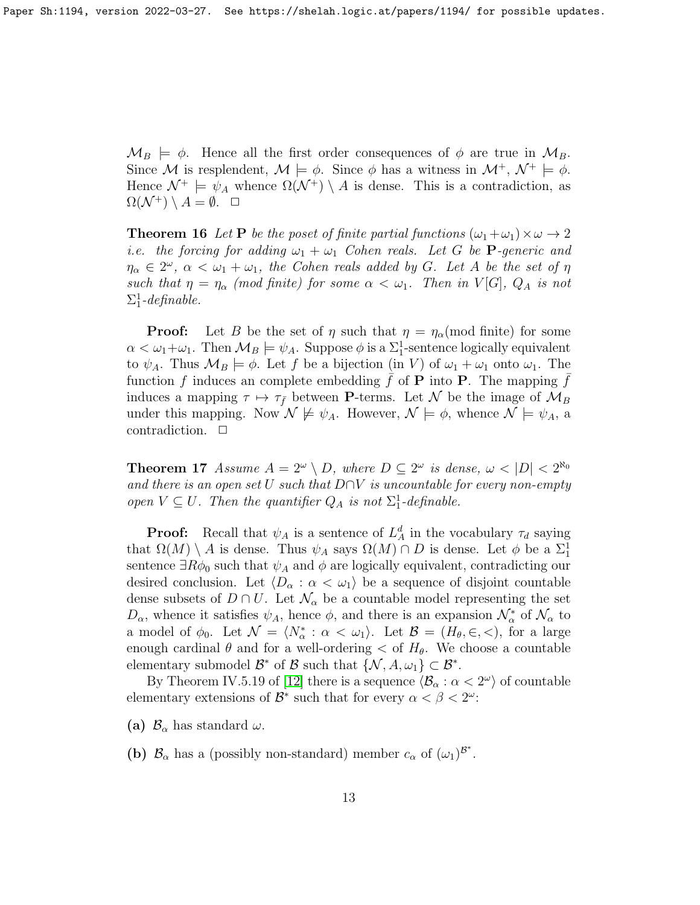$\mathcal{M}_B \models \phi$. Hence all the first order consequences of $\phi$ are true in $\mathcal{M}_B$. Since $\mathcal{M}$ is resplendent, $\mathcal{M} \models \phi$. Since $\phi$ has a witness in $\mathcal{M}^+$, $\mathcal{N}^+ \models \phi$. Hence $\mathcal{N}^+ \models \psi_A$ whence $\Omega(\mathcal{N}^+) \setminus A$ is dense. This is a contradiction, as $\Omega(\mathcal{N}^+) \setminus A = \emptyset$. $\Box$

**Theorem 16** *Let* $\mathbf{P}$ *be the poset of finite partial functions* $(\omega_1+\omega_1)\times\omega \to 2$ *i.e. the forcing for adding* $\omega_1+\omega_1$ *Cohen reals. Let* $G$ *be* $\mathbf{P}$*-generic and* $\eta_\alpha \in 2^\omega$, $\alpha < \omega_1+\omega_1$, *the Cohen reals added by* $G$. *Let* $A$ *be the set of* $\eta$ *such that* $\eta = \eta_\alpha$ *(mod finite) for some* $\alpha < \omega_1$. *Then in* $V[G]$, $Q_A$ *is not* $\Sigma^1_1$*-definable.*

**Proof:** Let $B$ be the set of $\eta$ such that $\eta = \eta_\alpha$(mod finite) for some $\alpha < \omega_1+\omega_1$. Then $\mathcal{M}_B \models \psi_A$. Suppose $\phi$ is a $\Sigma^1_1$-sentence logically equivalent to $\psi_A$. Thus $\mathcal{M}_B \models \phi$. Let $f$ be a bijection (in $V$) of $\omega_1+\omega_1$ onto $\omega_1$. The function $f$ induces an complete embedding $\bar{f}$ of $\mathbf{P}$ into $\mathbf{P}$. The mapping $\bar{f}$ induces a mapping $\tau \mapsto \tau_{\bar{f}}$ between $\mathbf{P}$-terms. Let $\mathcal{N}$ be the image of $\mathcal{M}_B$ under this mapping. Now $\mathcal{N} \not\models \psi_A$. However, $\mathcal{N} \models \phi$, whence $\mathcal{N} \models \psi_A$, a contradiction. $\Box$

**Theorem 17** *Assume* $A = 2^\omega \setminus D$, *where* $D \subseteq 2^\omega$ *is dense,* $\omega < |D| < 2^{\aleph_0}$ *and there is an open set* $U$ *such that* $D \cap V$ *is uncountable for every non-empty open* $V \subseteq U$. *Then the quantifier* $Q_A$ *is not* $\Sigma^1_1$*-definable.*

**Proof:** Recall that $\psi_A$ is a sentence of $L^d_A$ in the vocabulary $\tau_d$ saying that $\Omega(M) \setminus A$ is dense. Thus $\psi_A$ says $\Omega(M) \cap D$ is dense. Let $\phi$ be a $\Sigma^1_1$ sentence $\exists R\phi_0$ such that $\psi_A$ and $\phi$ are logically equivalent, contradicting our desired conclusion. Let $\langle D_\alpha : \alpha < \omega_1\rangle$ be a sequence of disjoint countable dense subsets of $D \cap U$. Let $\mathcal{N}_\alpha$ be a countable model representing the set $D_\alpha$, whence it satisfies $\psi_A$, hence $\phi$, and there is an expansion $\mathcal{N}^*_\alpha$ of $\mathcal{N}_\alpha$ to a model of $\phi_0$. Let $\mathcal{N} = \langle N^*_\alpha : \alpha < \omega_1\rangle$. Let $\mathcal{B} = (H_\theta, \in, <)$, for a large enough cardinal $\theta$ and for a well-ordering $<$ of $H_\theta$. We choose a countable elementary submodel $\mathcal{B}^*$ of $\mathcal{B}$ such that $\{\mathcal{N}, A, \omega_1\} \subset \mathcal{B}^*$.

By Theorem IV.5.19 of [12] there is a sequence $\langle \mathcal{B}_\alpha : \alpha < 2^\omega\rangle$ of countable elementary extensions of $\mathcal{B}^*$ such that for every $\alpha < \beta < 2^\omega$:

**(a)** $\mathcal{B}_\alpha$ has standard $\omega$.

**(b)** $\mathcal{B}_\alpha$ has a (possibly non-standard) member $c_\alpha$ of $(\omega_1)^{\mathcal{B}^*}$.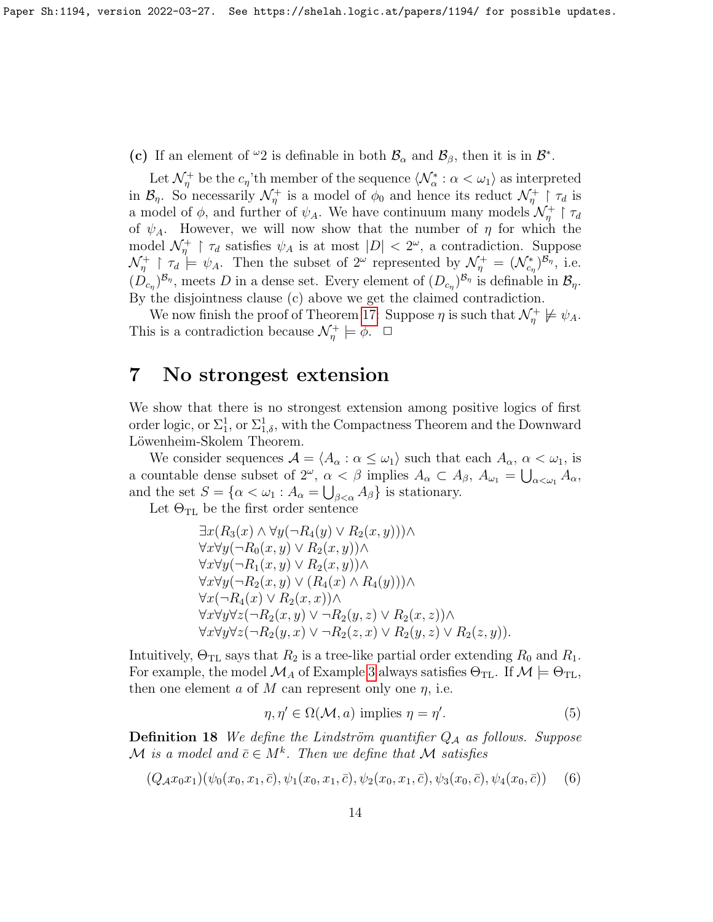**(c)** If an element of ${}^\omega 2$ is definable in both $\mathcal{B}_\alpha$ and $\mathcal{B}_\beta$, then it is in $\mathcal{B}^*$.

Let $\mathcal{N}^+_\eta$ be the $c_\eta$'th member of the sequence $\langle \mathcal{N}^*_\alpha : \alpha < \omega_1 \rangle$ as interpreted in $\mathcal{B}_\eta$. So necessarily $\mathcal{N}^+_\eta$ is a model of $\phi_0$ and hence its reduct $\mathcal{N}^+_\eta \restriction \tau_d$ is a model of $\phi$, and further of $\psi_A$. We have continuum many models $\mathcal{N}^+_\eta \restriction \tau_d$ of $\psi_A$. However, we will now show that the number of $\eta$ for which the model $\mathcal{N}^+_\eta \restriction \tau_d$ satisfies $\psi_A$ is at most $|D| < 2^\omega$, a contradiction. Suppose $\mathcal{N}^+_\eta \restriction \tau_d \models \psi_A$. Then the subset of $2^\omega$ represented by $\mathcal{N}^+_\eta = (\mathcal{N}^*_{c_\eta})^{\mathcal{B}_\eta}$, i.e. $(D_{c_\eta})^{\mathcal{B}_\eta}$, meets $D$ in a dense set. Every element of $(D_{c_\eta})^{\mathcal{B}_\eta}$ is definable in $\mathcal{B}_\eta$. By the disjointness clause (c) above we get the claimed contradiction.

We now finish the proof of Theorem 17. Suppose $\eta$ is such that $\mathcal{N}^+_\eta \not\models \psi_A$. This is a contradiction because $\mathcal{N}^+_\eta \models \phi$. $\square$

# 7 No strongest extension

We show that there is no strongest extension among positive logics of first order logic, or $\Sigma^1_1$, or $\Sigma^1_{1,\delta}$, with the Compactness Theorem and the Downward Löwenheim-Skolem Theorem.

We consider sequences $\mathcal{A} = \langle A_\alpha : \alpha \le \omega_1 \rangle$ such that each $A_\alpha$, $\alpha < \omega_1$, is a countable dense subset of $2^\omega$, $\alpha < \beta$ implies $A_\alpha \subset A_\beta$, $A_{\omega_1} = \bigcup_{\alpha<\omega_1} A_\alpha$, and the set $S = \{\alpha < \omega_1 : A_\alpha = \bigcup_{\beta<\alpha} A_\beta\}$ is stationary.

Let $\Theta_{\mathrm{TL}}$ be the first order sentence

$$
\begin{array}{l}
\exists x(R_3(x) \wedge \forall y(\neg R_4(y) \vee R_2(x,y)))\wedge \\
\forall x \forall y(\neg R_0(x,y) \vee R_2(x,y))\wedge \\
\forall x \forall y(\neg R_1(x,y) \vee R_2(x,y))\wedge \\
\forall x \forall y(\neg R_2(x,y) \vee (R_4(x) \wedge R_4(y)))\wedge \\
\forall x(\neg R_4(x) \vee R_2(x,x))\wedge \\
\forall x \forall y \forall z(\neg R_2(x,y) \vee \neg R_2(y,z) \vee R_2(x,z))\wedge \\
\forall x \forall y \forall z(\neg R_2(y,x) \vee \neg R_2(z,x) \vee R_2(y,z) \vee R_2(z,y)).
\end{array}
$$

Intuitively, $\Theta_{\mathrm{TL}}$ says that $R_2$ is a tree-like partial order extending $R_0$ and $R_1$. For example, the model $\mathcal{M}_A$ of Example 3 always satisfies $\Theta_{\mathrm{TL}}$. If $\mathcal{M} \models \Theta_{\mathrm{TL}}$, then one element $a$ of $M$ can represent only one $\eta$, i.e.

$$
\eta, \eta' \in \Omega(\mathcal{M}, a) \text{ implies } \eta = \eta'. \tag{5}
$$

**Definition 18** *We define the Lindström quantifier $Q_{\mathcal{A}}$ as follows. Suppose $\mathcal{M}$ is a model and $\bar{c} \in M^k$. Then we define that $\mathcal{M}$ satisfies*

$$
(Q_{\mathcal{A}} x_0 x_1)(\psi_0(x_0,x_1,\bar{c}), \psi_1(x_0,x_1,\bar{c}), \psi_2(x_0,x_1,\bar{c}), \psi_3(x_0,\bar{c}), \psi_4(x_0,\bar{c})) \tag{6}
$$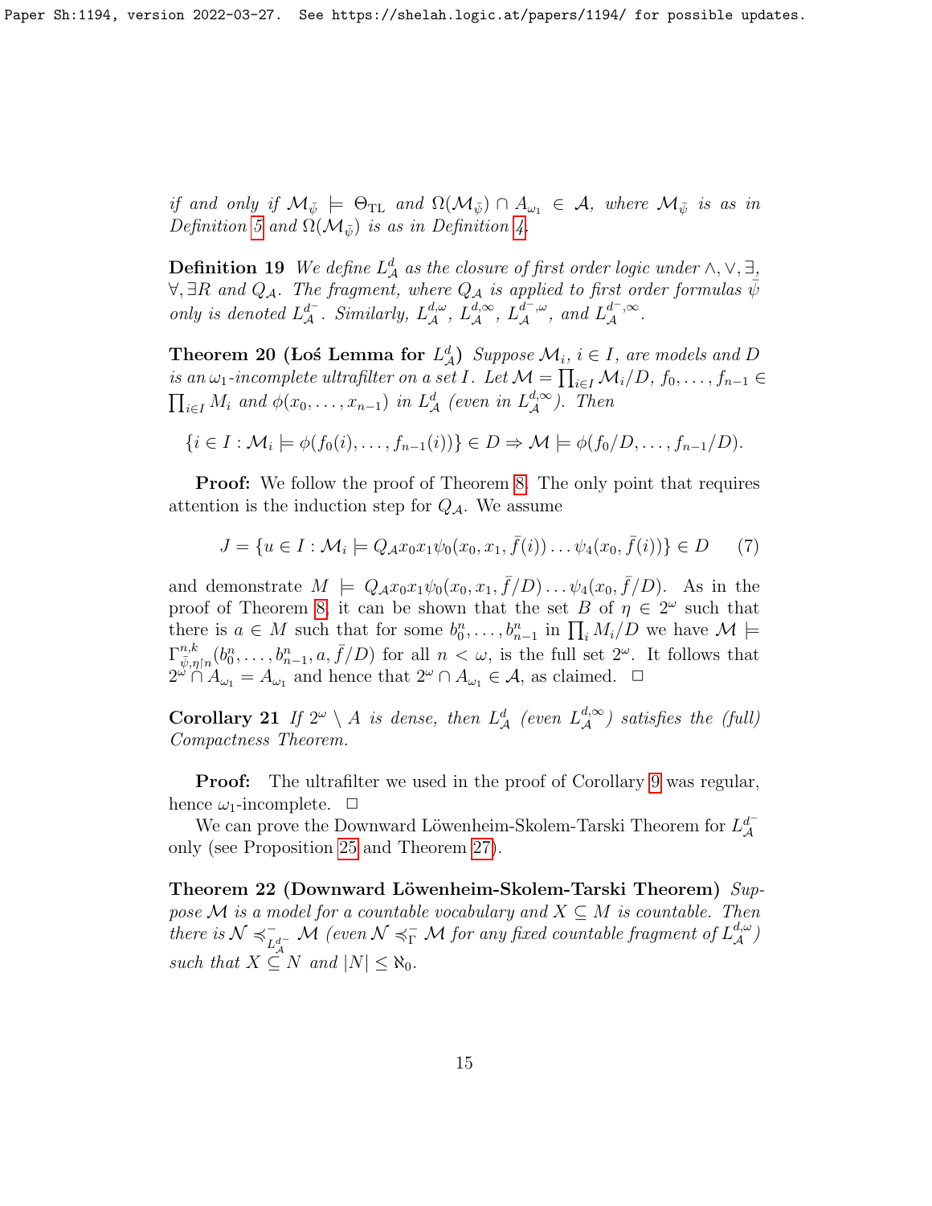*if and only if* $\mathcal{M}_{\bar\psi} \models \Theta_{\mathrm{TL}}$ *and* $\Omega(\mathcal{M}_{\bar\psi}) \cap A_{\omega_1} \in \mathcal{A}$*, where* $\mathcal{M}_{\bar\psi}$ *is as in Definition 5 and* $\Omega(\mathcal{M}_{\bar\psi})$ *is as in Definition 4.*

**Definition 19** *We define* $L^d_{\mathcal{A}}$ *as the closure of first order logic under* $\wedge, \vee, \exists, \forall, \exists R$ *and* $Q_{\mathcal{A}}$*. The fragment, where* $Q_{\mathcal{A}}$ *is applied to first order formulas* $\bar\psi$ *only is denoted* $L^{d^-}_{\mathcal{A}}$*. Similarly,* $L^{d,\omega}_{\mathcal{A}}$*,* $L^{d,\infty}_{\mathcal{A}}$*,* $L^{d^-,\omega}_{\mathcal{A}}$*, and* $L^{d^-,\infty}_{\mathcal{A}}$*.*

**Theorem 20 (Łoś Lemma for $L^d_{\mathcal{A}}$)** *Suppose* $\mathcal{M}_i$*,* $i \in I$*, are models and* $D$ *is an* $\omega_1$*-incomplete ultrafilter on a set* $I$*. Let* $\mathcal{M} = \prod_{i\in I} \mathcal{M}_i/D$*,* $f_0, \ldots, f_{n-1} \in \prod_{i\in I} M_i$ *and* $\phi(x_0, \ldots, x_{n-1})$ *in* $L^d_{\mathcal{A}}$ *(even in* $L^{d,\infty}_{\mathcal{A}}$*). Then*

$$\{i \in I : \mathcal{M}_i \models \phi(f_0(i), \ldots, f_{n-1}(i))\} \in D \Rightarrow \mathcal{M} \models \phi(f_0/D, \ldots, f_{n-1}/D).$$

**Proof:** We follow the proof of Theorem 8. The only point that requires attention is the induction step for $Q_{\mathcal{A}}$. We assume

$$J = \{u \in I : \mathcal{M}_i \models Q_{\mathcal{A}} x_0 x_1 \psi_0(x_0, x_1, \bar f(i)) \ldots \psi_4(x_0, \bar f(i))\} \in D \qquad (7)$$

and demonstrate $M \models Q_{\mathcal{A}} x_0 x_1 \psi_0(x_0, x_1, \bar f/D) \ldots \psi_4(x_0, \bar f/D)$. As in the proof of Theorem 8, it can be shown that the set $B$ of $\eta \in 2^\omega$ such that there is $a \in M$ such that for some $b^n_0, \ldots, b^n_{n-1}$ in $\prod_i M_i/D$ we have $\mathcal{M} \models \Gamma^{n,k}_{\bar\psi,\eta\restriction n}(b^n_0, \ldots, b^n_{n-1}, a, \bar f/D)$ for all $n < \omega$, is the full set $2^\omega$. It follows that $2^\omega \cap A_{\omega_1} = A_{\omega_1}$ and hence that $2^\omega \cap A_{\omega_1} \in \mathcal{A}$, as claimed. $\Box$

**Corollary 21** *If* $2^\omega \setminus A$ *is dense, then* $L^d_{\mathcal{A}}$ *(even* $L^{d,\infty}_{\mathcal{A}}$*) satisfies the (full) Compactness Theorem.*

**Proof:** The ultrafilter we used in the proof of Corollary 9 was regular, hence $\omega_1$-incomplete. $\Box$

We can prove the Downward Löwenheim-Skolem-Tarski Theorem for $L^{d^-}_{\mathcal{A}}$ only (see Proposition 25 and Theorem 27).

**Theorem 22 (Downward Löwenheim-Skolem-Tarski Theorem)** *Suppose* $\mathcal{M}$ *is a model for a countable vocabulary and* $X \subseteq M$ *is countable. Then there is* $\mathcal{N} \preccurlyeq^-_{L^{d^-}_{\mathcal{A}}} \mathcal{M}$ *(even* $\mathcal{N} \preccurlyeq^-_{\Gamma} \mathcal{M}$ *for any fixed countable fragment of* $L^{d,\omega}_{\mathcal{A}}$*) such that* $X \subseteq N$ *and* $|N| \leq \aleph_0$*.*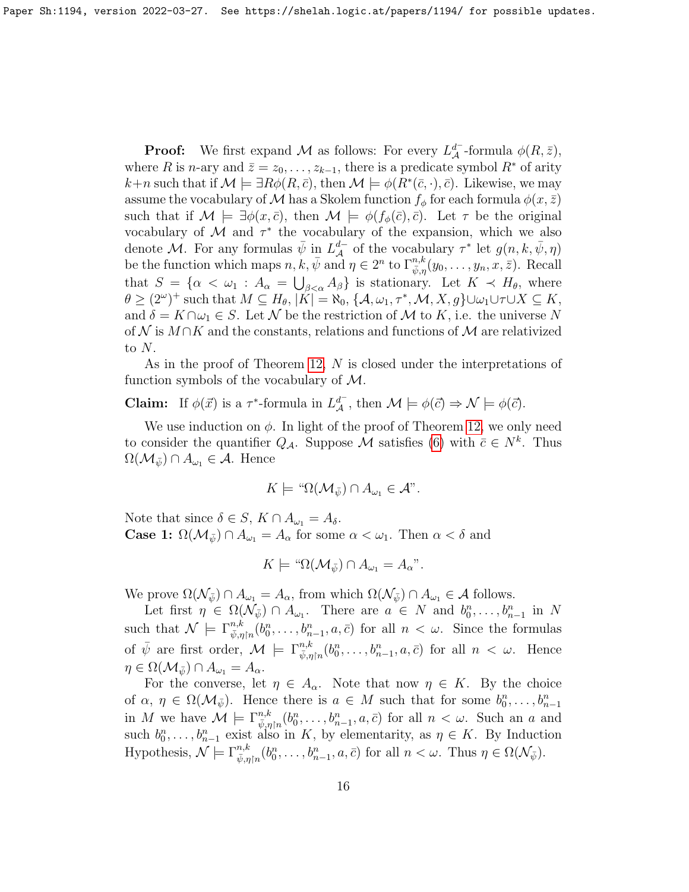**Proof:** We first expand $\mathcal{M}$ as follows: For every $L^{d-}_{\mathcal{A}}$-formula $\phi(R,\bar z)$, where $R$ is $n$-ary and $\bar z = z_0,\ldots,z_{k-1}$, there is a predicate symbol $R^*$ of arity $k+n$ such that if $\mathcal{M}\models \exists R\phi(R,\bar c)$, then $\mathcal{M}\models\phi(R^*(\bar c,\cdot),\bar c)$. Likewise, we may assume the vocabulary of $\mathcal{M}$ has a Skolem function $f_\phi$ for each formula $\phi(x,\bar z)$ such that if $\mathcal{M}\models\exists\phi(x,\bar c)$, then $\mathcal{M}\models\phi(f_\phi(\bar c),\bar c)$. Let $\tau$ be the original vocabulary of $\mathcal{M}$ and $\tau^*$ the vocabulary of the expansion, which we also denote $\mathcal{M}$. For any formulas $\bar\psi$ in $L^{d-}_{\mathcal{A}}$ of the vocabulary $\tau^*$ let $g(n,k,\bar\psi,\eta)$ be the function which maps $n,k,\bar\psi$ and $\eta\in 2^n$ to $\Gamma^{n,k}_{\bar\psi,\eta}(y_0,\ldots,y_n,x,\bar z)$. Recall that $S=\{\alpha<\omega_1 : A_\alpha=\bigcup_{\beta<\alpha}A_\beta\}$ is stationary. Let $K\prec H_\theta$, where $\theta\geq(2^\omega)^+$ such that $M\subseteq H_\theta$, $|K|=\aleph_0$, $\{\mathcal{A},\omega_1,\tau^*,\mathcal{M},X,g\}\cup\omega_1\cup\tau\cup X\subseteq K$, and $\delta=K\cap\omega_1\in S$. Let $\mathcal{N}$ be the restriction of $\mathcal{M}$ to $K$, i.e. the universe $N$ of $\mathcal{N}$ is $M\cap K$ and the constants, relations and functions of $\mathcal{M}$ are relativized to $N$.

As in the proof of Theorem 12, $N$ is closed under the interpretations of function symbols of the vocabulary of $\mathcal{M}$.

**Claim:** If $\phi(\vec x)$ is a $\tau^*$-formula in $L^{d-}_{\mathcal{A}}$, then $\mathcal{M}\models\phi(\vec c)\Rightarrow\mathcal{N}\models\phi(\vec c)$.

We use induction on $\phi$. In light of the proof of Theorem 12, we only need to consider the quantifier $Q_{\mathcal{A}}$. Suppose $\mathcal{M}$ satisfies (6) with $\bar c\in N^k$. Thus $\Omega(\mathcal{M}_{\bar\psi})\cap A_{\omega_1}\in\mathcal{A}$. Hence

$$K\models \text{“}\Omega(\mathcal{M}_{\bar\psi})\cap A_{\omega_1}\in\mathcal{A}\text{”}.$$

Note that since $\delta\in S$, $K\cap A_{\omega_1}=A_\delta$.
**Case 1:** $\Omega(\mathcal{M}_{\bar\psi})\cap A_{\omega_1}=A_\alpha$ for some $\alpha<\omega_1$. Then $\alpha<\delta$ and

$$K\models\text{“}\Omega(\mathcal{M}_{\bar\psi})\cap A_{\omega_1}=A_\alpha\text{”}.$$

We prove $\Omega(\mathcal{N}_{\bar\psi})\cap A_{\omega_1}=A_\alpha$, from which $\Omega(\mathcal{N}_{\bar\psi})\cap A_{\omega_1}\in\mathcal{A}$ follows.

Let first $\eta\in\Omega(\mathcal{N}_{\bar\psi})\cap A_{\omega_1}$. There are $a\in N$ and $b^n_0,\ldots,b^n_{n-1}$ in $N$ such that $\mathcal{N}\models\Gamma^{n,k}_{\bar\psi,\eta\restriction n}(b^n_0,\ldots,b^n_{n-1},a,\bar c)$ for all $n<\omega$. Since the formulas of $\bar\psi$ are first order, $\mathcal{M}\models\Gamma^{n,k}_{\bar\psi,\eta\restriction n}(b^n_0,\ldots,b^n_{n-1},a,\bar c)$ for all $n<\omega$. Hence $\eta\in\Omega(\mathcal{M}_{\bar\psi})\cap A_{\omega_1}=A_\alpha$.

For the converse, let $\eta\in A_\alpha$. Note that now $\eta\in K$. By the choice of $\alpha$, $\eta\in\Omega(\mathcal{M}_{\bar\psi})$. Hence there is $a\in M$ such that for some $b^n_0,\ldots,b^n_{n-1}$ in $M$ we have $\mathcal{M}\models\Gamma^{n,k}_{\bar\psi,\eta\restriction n}(b^n_0,\ldots,b^n_{n-1},a,\bar c)$ for all $n<\omega$. Such an $a$ and such $b^n_0,\ldots,b^n_{n-1}$ exist also in $K$, by elementarity, as $\eta\in K$. By Induction Hypothesis, $\mathcal{N}\models\Gamma^{n,k}_{\bar\psi,\eta\restriction n}(b^n_0,\ldots,b^n_{n-1},a,\bar c)$ for all $n<\omega$. Thus $\eta\in\Omega(\mathcal{N}_{\bar\psi})$.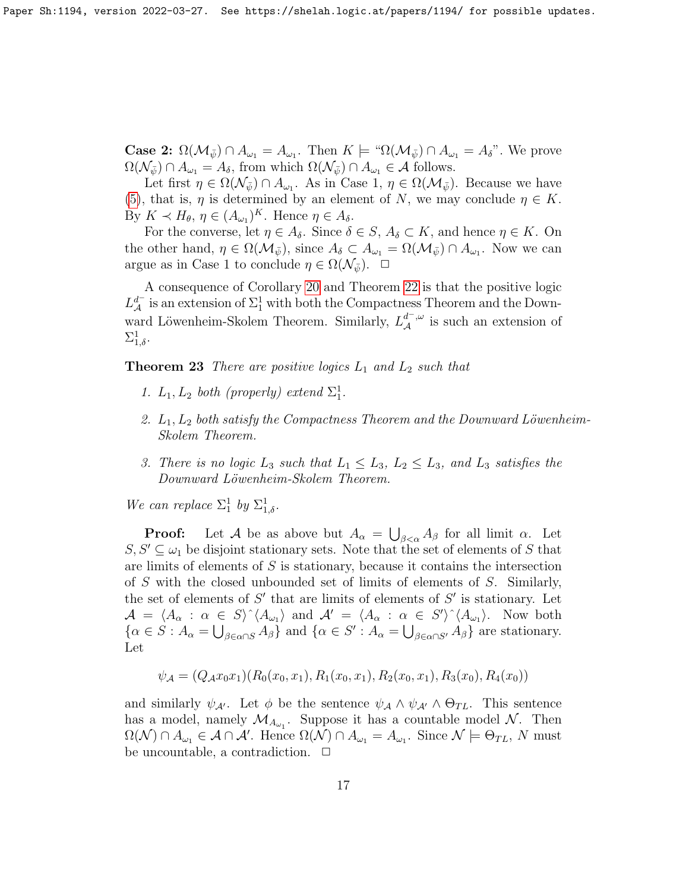**Case 2:** $\Omega(\mathcal{M}_{\bar{\psi}}) \cap A_{\omega_1} = A_{\omega_1}$. Then $K \models$ "$\Omega(\mathcal{M}_{\bar{\psi}}) \cap A_{\omega_1} = A_\delta$". We prove $\Omega(\mathcal{N}_{\bar{\psi}}) \cap A_{\omega_1} = A_\delta$, from which $\Omega(\mathcal{N}_{\bar{\psi}}) \cap A_{\omega_1} \in \mathcal{A}$ follows.

Let first $\eta \in \Omega(\mathcal{N}_{\bar{\psi}}) \cap A_{\omega_1}$. As in Case 1, $\eta \in \Omega(\mathcal{M}_{\bar{\psi}})$. Because we have (5), that is, $\eta$ is determined by an element of $N$, we may conclude $\eta \in K$. By $K \prec H_\theta$, $\eta \in (A_{\omega_1})^K$. Hence $\eta \in A_\delta$.

For the converse, let $\eta \in A_\delta$. Since $\delta \in S$, $A_\delta \subset K$, and hence $\eta \in K$. On the other hand, $\eta \in \Omega(\mathcal{M}_{\bar{\psi}})$, since $A_\delta \subset A_{\omega_1} = \Omega(\mathcal{M}_{\bar{\psi}}) \cap A_{\omega_1}$. Now we can argue as in Case 1 to conclude $\eta \in \Omega(\mathcal{N}_{\bar{\psi}})$. $\Box$

A consequence of Corollary 20 and Theorem 22 is that the positive logic $L^{d^-}_{\mathcal{A}}$ is an extension of $\Sigma^1_1$ with both the Compactness Theorem and the Downward Löwenheim-Skolem Theorem. Similarly, $L^{d^-,\omega}_{\mathcal{A}}$ is such an extension of $\Sigma^1_{1,\delta}$.

**Theorem 23** *There are positive logics $L_1$ and $L_2$ such that*

1. *$L_1, L_2$ both (properly) extend $\Sigma^1_1$.*
2. *$L_1, L_2$ both satisfy the Compactness Theorem and the Downward Löwenheim-Skolem Theorem.*
3. *There is no logic $L_3$ such that $L_1 \leq L_3$, $L_2 \leq L_3$, and $L_3$ satisfies the Downward Löwenheim-Skolem Theorem.*

*We can replace $\Sigma^1_1$ by $\Sigma^1_{1,\delta}$.*

**Proof:** Let $\mathcal{A}$ be as above but $A_\alpha = \bigcup_{\beta<\alpha} A_\beta$ for all limit $\alpha$. Let $S, S' \subseteq \omega_1$ be disjoint stationary sets. Note that the set of elements of $S$ that are limits of elements of $S$ is stationary, because it contains the intersection of $S$ with the closed unbounded set of limits of elements of $S$. Similarly, the set of elements of $S'$ that are limits of elements of $S'$ is stationary. Let $\mathcal{A} = \langle A_\alpha : \alpha \in S \rangle \hat{}\, \langle A_{\omega_1} \rangle$ and $\mathcal{A}' = \langle A_\alpha : \alpha \in S' \rangle \hat{}\, \langle A_{\omega_1} \rangle$. Now both $\{\alpha \in S : A_\alpha = \bigcup_{\beta \in \alpha \cap S} A_\beta\}$ and $\{\alpha \in S' : A_\alpha = \bigcup_{\beta \in \alpha \cap S'} A_\beta\}$ are stationary. Let

$$\psi_{\mathcal{A}} = (Q_{\mathcal{A}} x_0 x_1)(R_0(x_0, x_1), R_1(x_0, x_1), R_2(x_0, x_1), R_3(x_0), R_4(x_0))$$

and similarly $\psi_{\mathcal{A}'}$. Let $\phi$ be the sentence $\psi_{\mathcal{A}} \wedge \psi_{\mathcal{A}'} \wedge \Theta_{TL}$. This sentence has a model, namely $\mathcal{M}_{A_{\omega_1}}$. Suppose it has a countable model $\mathcal{N}$. Then $\Omega(\mathcal{N}) \cap A_{\omega_1} \in \mathcal{A} \cap \mathcal{A}'$. Hence $\Omega(\mathcal{N}) \cap A_{\omega_1} = A_{\omega_1}$. Since $\mathcal{N} \models \Theta_{TL}$, $N$ must be uncountable, a contradiction. $\Box$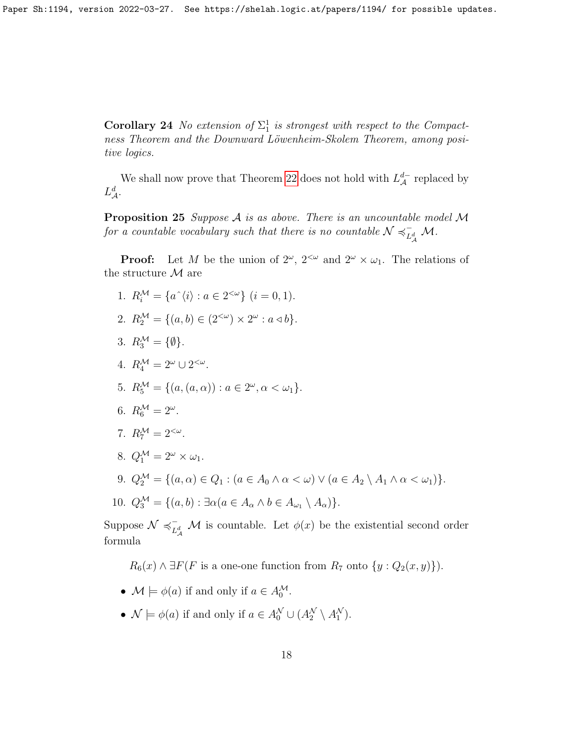**Corollary 24** *No extension of $\Sigma^1_1$ is strongest with respect to the Compactness Theorem and the Downward Löwenheim-Skolem Theorem, among positive logics.*

We shall now prove that Theorem 22 does not hold with $L^{d-}_{\mathcal{A}}$ replaced by $L^{d}_{\mathcal{A}}$.

**Proposition 25** *Suppose $\mathcal{A}$ is as above. There is an uncountable model $\mathcal{M}$ for a countable vocabulary such that there is no countable $\mathcal{N} \preccurlyeq^{-}_{L^d_{\mathcal{A}}} \mathcal{M}$.*

**Proof:** Let $M$ be the union of $2^\omega$, $2^{<\omega}$ and $2^\omega \times \omega_1$. The relations of the structure $\mathcal{M}$ are

1. $R_i^{\mathcal{M}} = \{a\hat{\ }\langle i\rangle : a \in 2^{<\omega}\}$ $(i = 0, 1)$.
2. $R_2^{\mathcal{M}} = \{(a, b) \in (2^{<\omega}) \times 2^\omega : a \triangleleft b\}$.
3. $R_3^{\mathcal{M}} = \{\emptyset\}$.
4. $R_4^{\mathcal{M}} = 2^\omega \cup 2^{<\omega}$.
5. $R_5^{\mathcal{M}} = \{(a, (a, \alpha)) : a \in 2^\omega, \alpha < \omega_1\}$.
6. $R_6^{\mathcal{M}} = 2^\omega$.
7. $R_7^{\mathcal{M}} = 2^{<\omega}$.
8. $Q_1^{\mathcal{M}} = 2^\omega \times \omega_1$.
9. $Q_2^{\mathcal{M}} = \{(a, \alpha) \in Q_1 : (a \in A_0 \wedge \alpha < \omega) \vee (a \in A_2 \setminus A_1 \wedge \alpha < \omega_1)\}$.
10. $Q_3^{\mathcal{M}} = \{(a, b) : \exists\alpha(a \in A_\alpha \wedge b \in A_{\omega_1} \setminus A_\alpha)\}$.

Suppose $\mathcal{N} \preccurlyeq^{-}_{L^d_{\mathcal{A}}} \mathcal{M}$ is countable. Let $\phi(x)$ be the existential second order formula

$$R_6(x) \wedge \exists F(F \text{ is a one-one function from } R_7 \text{ onto } \{y : Q_2(x, y)\}).$$

- $\mathcal{M} \models \phi(a)$ if and only if $a \in A_0^{\mathcal{M}}$.
- $\mathcal{N} \models \phi(a)$ if and only if $a \in A_0^{\mathcal{N}} \cup (A_2^{\mathcal{N}} \setminus A_1^{\mathcal{N}})$.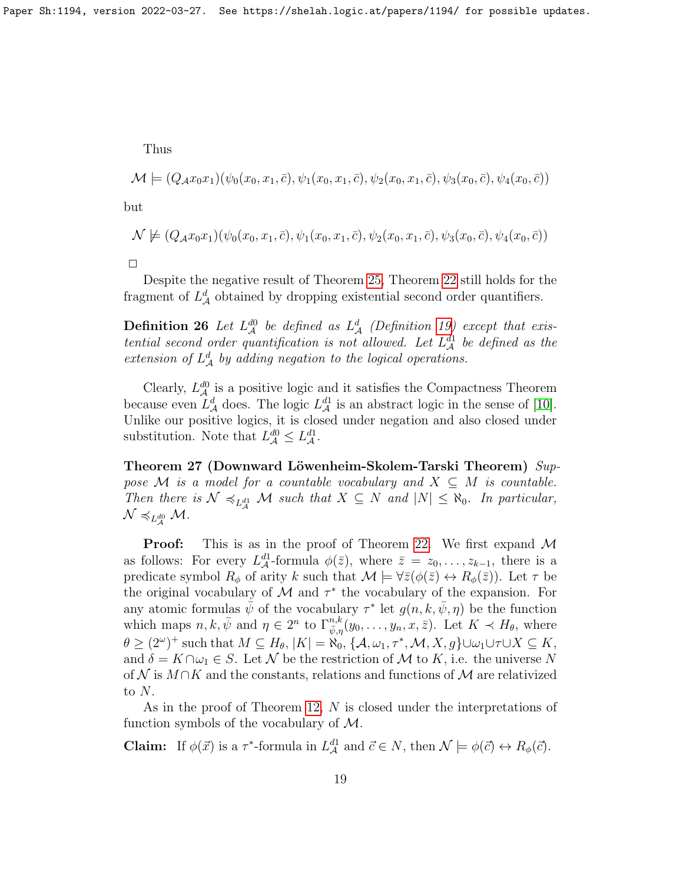Thus

$$\mathcal{M} \models (Q_{\mathcal{A}} x_0 x_1)(\psi_0(x_0, x_1, \bar{c}), \psi_1(x_0, x_1, \bar{c}), \psi_2(x_0, x_1, \bar{c}), \psi_3(x_0, \bar{c}), \psi_4(x_0, \bar{c}))$$

but

$$\mathcal{N} \not\models (Q_{\mathcal{A}} x_0 x_1)(\psi_0(x_0, x_1, \bar{c}), \psi_1(x_0, x_1, \bar{c}), \psi_2(x_0, x_1, \bar{c}), \psi_3(x_0, \bar{c}), \psi_4(x_0, \bar{c}))$$

□

Despite the negative result of Theorem 25, Theorem 22 still holds for the fragment of $L^d_{\mathcal{A}}$ obtained by dropping existential second order quantifiers.

**Definition 26** *Let $L^{d0}_{\mathcal{A}}$ be defined as $L^d_{\mathcal{A}}$ (Definition 19) except that existential second order quantification is not allowed. Let $L^{d1}_{\mathcal{A}}$ be defined as the extension of $L^d_{\mathcal{A}}$ by adding negation to the logical operations.*

Clearly, $L^{d0}_{\mathcal{A}}$ is a positive logic and it satisfies the Compactness Theorem because even $L^d_{\mathcal{A}}$ does. The logic $L^{d1}_{\mathcal{A}}$ is an abstract logic in the sense of [10]. Unlike our positive logics, it is closed under negation and also closed under substitution. Note that $L^{d0}_{\mathcal{A}} \leq L^{d1}_{\mathcal{A}}$.

**Theorem 27 (Downward Löwenheim-Skolem-Tarski Theorem)** *Suppose $\mathcal{M}$ is a model for a countable vocabulary and $X \subseteq M$ is countable. Then there is $\mathcal{N} \preccurlyeq_{L^{d1}_{\mathcal{A}}} \mathcal{M}$ such that $X \subseteq N$ and $|N| \leq \aleph_0$. In particular, $\mathcal{N} \preccurlyeq_{L^{d0}_{\mathcal{A}}} \mathcal{M}$.*

**Proof:** This is as in the proof of Theorem 22. We first expand $\mathcal{M}$ as follows: For every $L^{d1}_{\mathcal{A}}$-formula $\phi(\bar{z})$, where $\bar{z} = z_0, \ldots, z_{k-1}$, there is a predicate symbol $R_\phi$ of arity $k$ such that $\mathcal{M} \models \forall \bar{z}(\phi(\bar{z}) \leftrightarrow R_\phi(\bar{z}))$. Let $\tau$ be the original vocabulary of $\mathcal{M}$ and $\tau^*$ the vocabulary of the expansion. For any atomic formulas $\bar{\psi}$ of the vocabulary $\tau^*$ let $g(n, k, \bar{\psi}, \eta)$ be the function which maps $n, k, \bar{\psi}$ and $\eta \in 2^n$ to $\Gamma^{n,k}_{\bar{\psi},\eta}(y_0, \ldots, y_n, x, \bar{z})$. Let $K \prec H_\theta$, where $\theta \geq (2^\omega)^+$ such that $M \subseteq H_\theta$, $|K| = \aleph_0$, $\{\mathcal{A}, \omega_1, \tau^*, \mathcal{M}, X, g\} \cup \omega_1 \cup \tau \cup X \subseteq K$, and $\delta = K \cap \omega_1 \in S$. Let $\mathcal{N}$ be the restriction of $\mathcal{M}$ to $K$, i.e. the universe $N$ of $\mathcal{N}$ is $M \cap K$ and the constants, relations and functions of $\mathcal{M}$ are relativized to $N$.

As in the proof of Theorem 12, $N$ is closed under the interpretations of function symbols of the vocabulary of $\mathcal{M}$.

**Claim:** If $\phi(\vec{x})$ is a $\tau^*$-formula in $L^{d1}_{\mathcal{A}}$ and $\vec{c} \in N$, then $\mathcal{N} \models \phi(\vec{c}) \leftrightarrow R_\phi(\vec{c})$.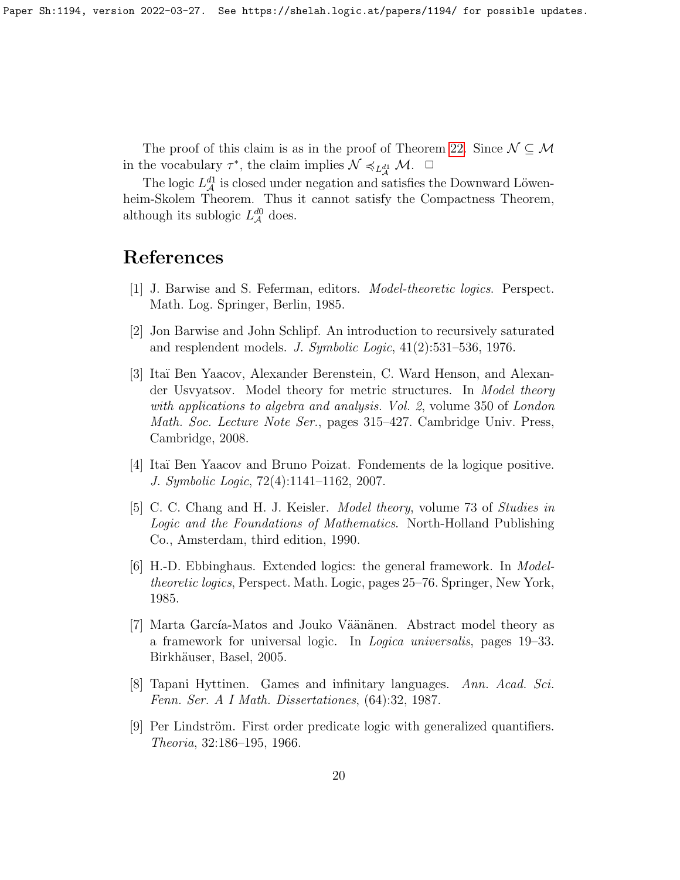The proof of this claim is as in the proof of Theorem 22. Since $\mathcal{N} \subseteq \mathcal{M}$ in the vocabulary $\tau^*$, the claim implies $\mathcal{N} \preccurlyeq_{L^{d1}_{\mathcal{A}}} \mathcal{M}$. $\square$

The logic $L^{d1}_{\mathcal{A}}$ is closed under negation and satisfies the Downward Löwenheim-Skolem Theorem. Thus it cannot satisfy the Compactness Theorem, although its sublogic $L^{d0}_{\mathcal{A}}$ does.

# References

[1] J. Barwise and S. Feferman, editors. *Model-theoretic logics*. Perspect. Math. Log. Springer, Berlin, 1985.

[2] Jon Barwise and John Schlipf. An introduction to recursively saturated and resplendent models. *J. Symbolic Logic*, 41(2):531–536, 1976.

[3] Itaï Ben Yaacov, Alexander Berenstein, C. Ward Henson, and Alexander Usvyatsov. Model theory for metric structures. In *Model theory with applications to algebra and analysis. Vol. 2*, volume 350 of *London Math. Soc. Lecture Note Ser.*, pages 315–427. Cambridge Univ. Press, Cambridge, 2008.

[4] Itaï Ben Yaacov and Bruno Poizat. Fondements de la logique positive. *J. Symbolic Logic*, 72(4):1141–1162, 2007.

[5] C. C. Chang and H. J. Keisler. *Model theory*, volume 73 of *Studies in Logic and the Foundations of Mathematics*. North-Holland Publishing Co., Amsterdam, third edition, 1990.

[6] H.-D. Ebbinghaus. Extended logics: the general framework. In *Model-theoretic logics*, Perspect. Math. Logic, pages 25–76. Springer, New York, 1985.

[7] Marta García-Matos and Jouko Väänänen. Abstract model theory as a framework for universal logic. In *Logica universalis*, pages 19–33. Birkhäuser, Basel, 2005.

[8] Tapani Hyttinen. Games and infinitary languages. *Ann. Acad. Sci. Fenn. Ser. A I Math. Dissertationes*, (64):32, 1987.

[9] Per Lindström. First order predicate logic with generalized quantifiers. *Theoria*, 32:186–195, 1966.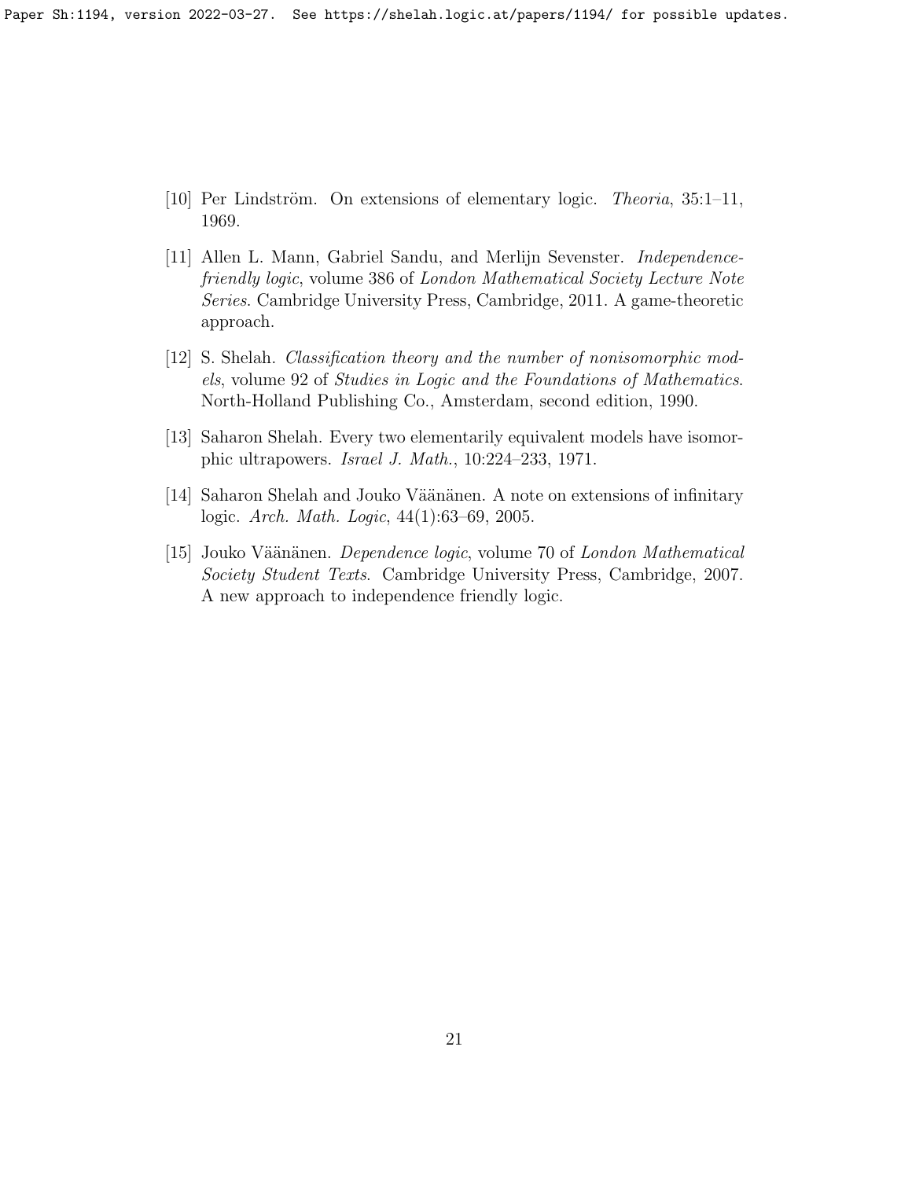[10] Per Lindström. On extensions of elementary logic. *Theoria*, 35:1–11, 1969.

[11] Allen L. Mann, Gabriel Sandu, and Merlijn Sevenster. *Independence-friendly logic*, volume 386 of *London Mathematical Society Lecture Note Series*. Cambridge University Press, Cambridge, 2011. A game-theoretic approach.

[12] S. Shelah. *Classification theory and the number of nonisomorphic models*, volume 92 of *Studies in Logic and the Foundations of Mathematics*. North-Holland Publishing Co., Amsterdam, second edition, 1990.

[13] Saharon Shelah. Every two elementarily equivalent models have isomorphic ultrapowers. *Israel J. Math.*, 10:224–233, 1971.

[14] Saharon Shelah and Jouko Väänänen. A note on extensions of infinitary logic. *Arch. Math. Logic*, 44(1):63–69, 2005.

[15] Jouko Väänänen. *Dependence logic*, volume 70 of *London Mathematical Society Student Texts*. Cambridge University Press, Cambridge, 2007. A new approach to independence friendly logic.